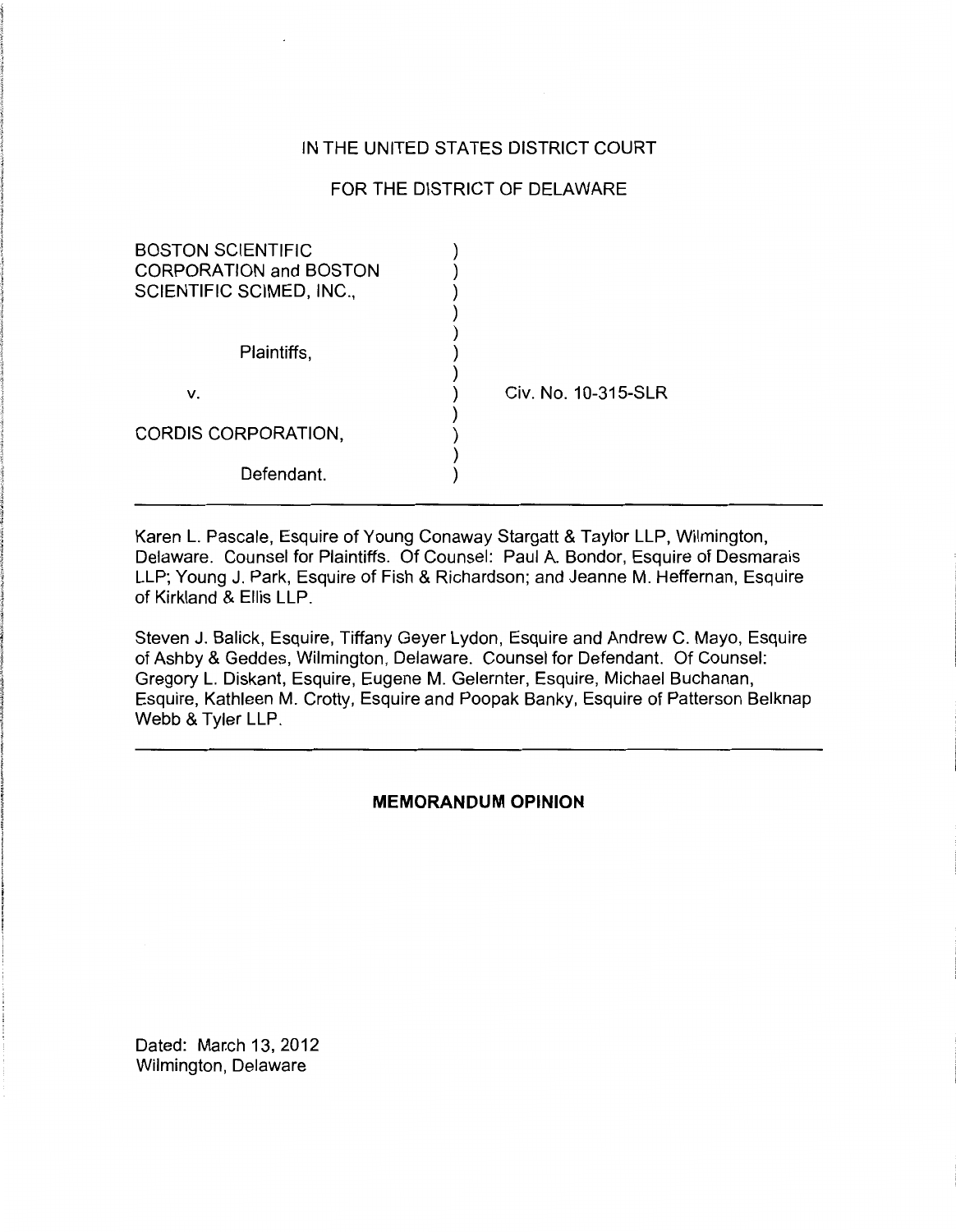IN THE UNITED STATES DISTRICT COURT

FOR THE DISTRICT OF DELAWARE

BOSTON SCIENTIFIC CORPORATION and BOSTON SCIENTIFIC SCIMED, INC.,

Plaintiffs,

v.

CORDIS CORPORATION,

Defendant.

Civ. No. 10-315-SLR

---

Karen L. Pascale, Esquire of Young Conaway Stargatt & Taylor LLP, Wilmington, Delaware. Counsel for Plaintiffs. Of Counsel: Paul A. Bondor, Esquire of Desmarais LLP; Young J. Park, Esquire of Fish & Richardson; and Jeanne M. Heffernan, Esquire of Kirkland & Ellis LLP.

Steven J. Balick, Esquire, Tiffany Geyer Lydon, Esquire and Andrew C. Mayo, Esquire of Ashby & Geddes, Wilmington, Delaware. Counsel for Defendant. Of Counsel: Gregory L. Diskant, Esquire, Eugene M. Gelernter, Esquire, Michael Buchanan, Esquire, Kathleen M. Crotty, Esquire and Poopak Banky, Esquire of Patterson Belknap Webb & Tyler LLP.

---

**MEMORANDUM OPINION**

Dated: March 13, 2012
Wilmington, Delaware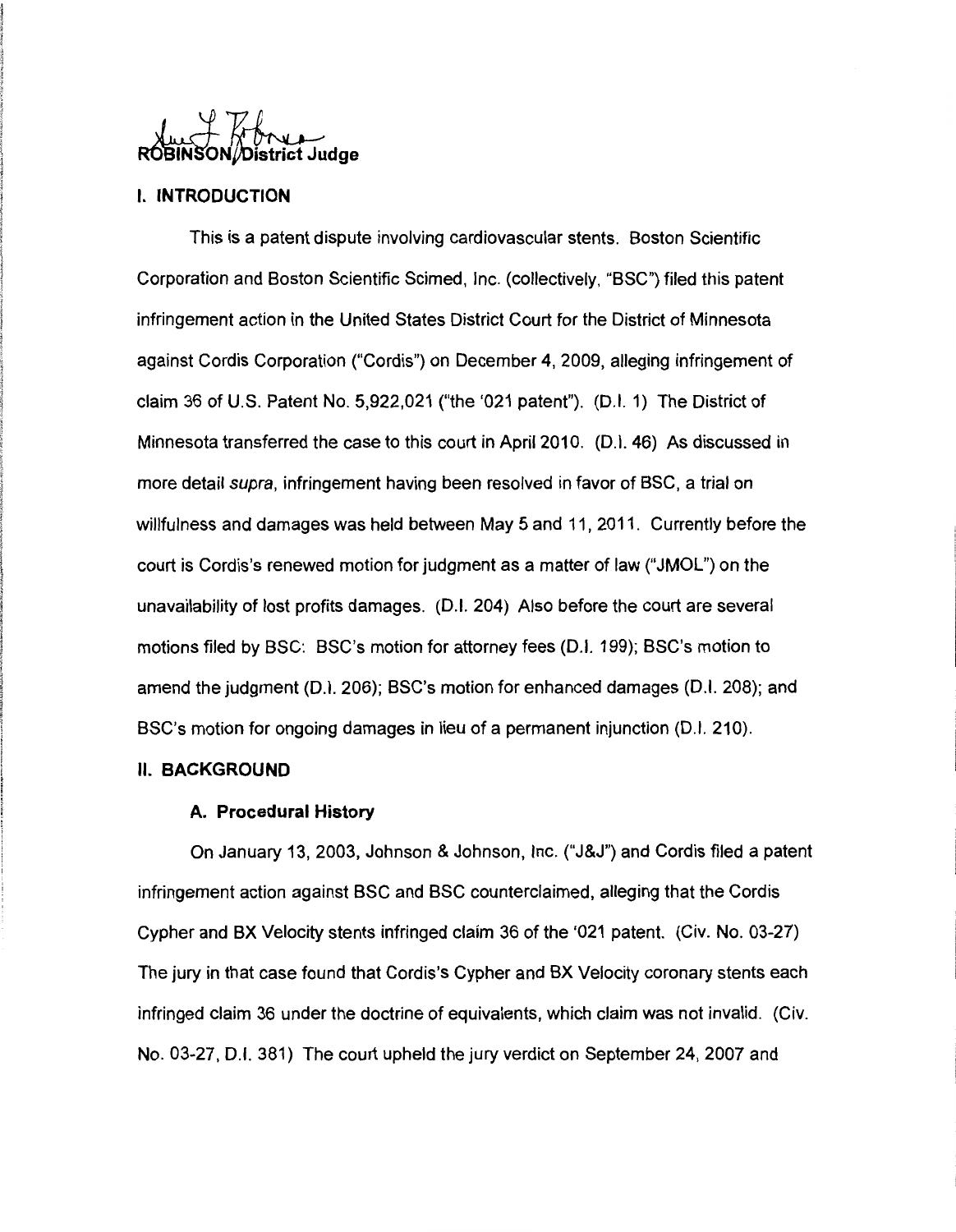ROBINSON, District Judge

## I. INTRODUCTION

This is a patent dispute involving cardiovascular stents. Boston Scientific Corporation and Boston Scientific Scimed, Inc. (collectively, "BSC") filed this patent infringement action in the United States District Court for the District of Minnesota against Cordis Corporation ("Cordis") on December 4, 2009, alleging infringement of claim 36 of U.S. Patent No. 5,922,021 ("the '021 patent"). (D.I. 1) The District of Minnesota transferred the case to this court in April 2010. (D.I. 46) As discussed in more detail *supra*, infringement having been resolved in favor of BSC, a trial on willfulness and damages was held between May 5 and 11, 2011. Currently before the court is Cordis's renewed motion for judgment as a matter of law ("JMOL") on the unavailability of lost profits damages. (D.I. 204) Also before the court are several motions filed by BSC: BSC's motion for attorney fees (D.I. 199); BSC's motion to amend the judgment (D.I. 206); BSC's motion for enhanced damages (D.I. 208); and BSC's motion for ongoing damages in lieu of a permanent injunction (D.I. 210).

## II. BACKGROUND

### A. Procedural History

On January 13, 2003, Johnson & Johnson, Inc. ("J&J") and Cordis filed a patent infringement action against BSC and BSC counterclaimed, alleging that the Cordis Cypher and BX Velocity stents infringed claim 36 of the '021 patent. (Civ. No. 03-27) The jury in that case found that Cordis's Cypher and BX Velocity coronary stents each infringed claim 36 under the doctrine of equivalents, which claim was not invalid. (Civ. No. 03-27, D.I. 381) The court upheld the jury verdict on September 24, 2007 and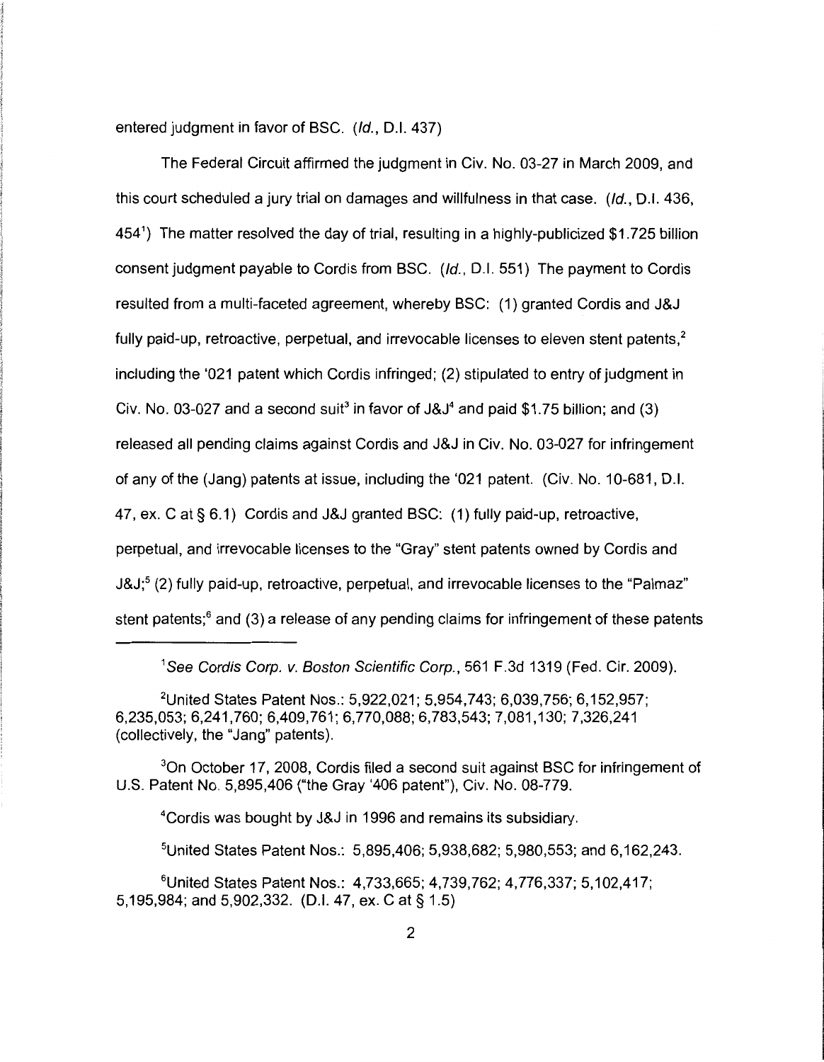entered judgment in favor of BSC. (*Id.*, D.I. 437)

The Federal Circuit affirmed the judgment in Civ. No. 03-27 in March 2009, and this court scheduled a jury trial on damages and willfulness in that case. (*Id.*, D.I. 436, 454[1]) The matter resolved the day of trial, resulting in a highly-publicized $1.725 billion consent judgment payable to Cordis from BSC. (*Id.*, D.I. 551) The payment to Cordis resulted from a multi-faceted agreement, whereby BSC: (1) granted Cordis and J&J fully paid-up, retroactive, perpetual, and irrevocable licenses to eleven stent patents,[2] including the '021 patent which Cordis infringed; (2) stipulated to entry of judgment in Civ. No. 03-027 and a second suit[3] in favor of J&J[4] and paid $1.75 billion; and (3) released all pending claims against Cordis and J&J in Civ. No. 03-027 for infringement of any of the (Jang) patents at issue, including the '021 patent. (Civ. No. 10-681, D.I. 47, ex. C at § 6.1) Cordis and J&J granted BSC: (1) fully paid-up, retroactive, perpetual, and irrevocable licenses to the "Gray" stent patents owned by Cordis and J&J;[5] (2) fully paid-up, retroactive, perpetual, and irrevocable licenses to the "Palmaz" stent patents;[6] and (3) a release of any pending claims for infringement of these patents

---

[1] *See Cordis Corp. v. Boston Scientific Corp.*, 561 F.3d 1319 (Fed. Cir. 2009).

[2] United States Patent Nos.: 5,922,021; 5,954,743; 6,039,756; 6,152,957; 6,235,053; 6,241,760; 6,409,761; 6,770,088; 6,783,543; 7,081,130; 7,326,241 (collectively, the "Jang" patents).

[3] On October 17, 2008, Cordis filed a second suit against BSC for infringement of U.S. Patent No. 5,895,406 ("the Gray '406 patent"), Civ. No. 08-779.

[4] Cordis was bought by J&J in 1996 and remains its subsidiary.

[5] United States Patent Nos.: 5,895,406; 5,938,682; 5,980,553; and 6,162,243.

[6] United States Patent Nos.: 4,733,665; 4,739,762; 4,776,337; 5,102,417; 5,195,984; and 5,902,332. (D.I. 47, ex. C at § 1.5)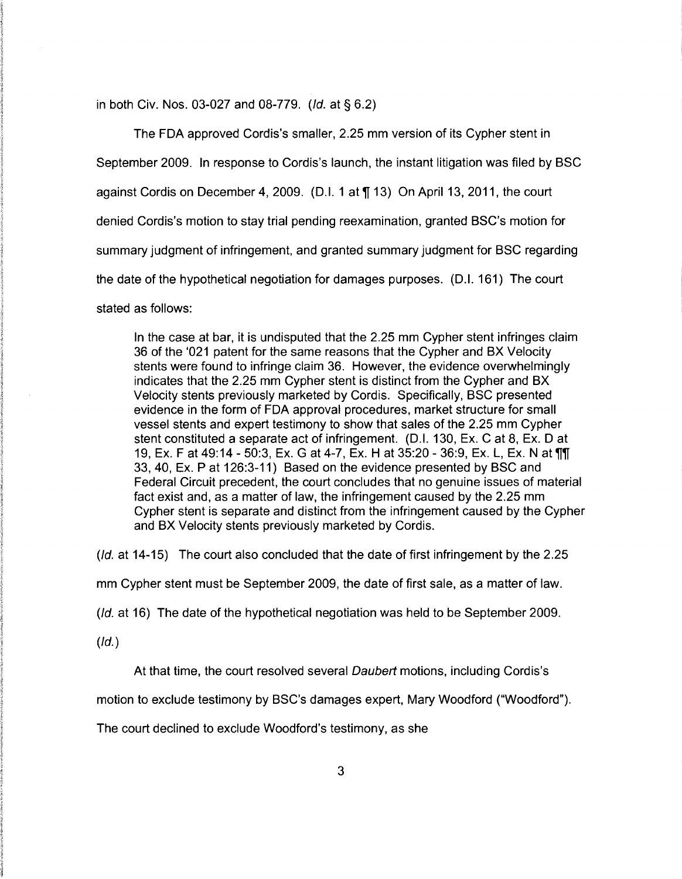in both Civ. Nos. 03-027 and 08-779. (*Id.* at § 6.2)

The FDA approved Cordis's smaller, 2.25 mm version of its Cypher stent in September 2009. In response to Cordis's launch, the instant litigation was filed by BSC against Cordis on December 4, 2009. (D.I. 1 at ¶ 13) On April 13, 2011, the court denied Cordis's motion to stay trial pending reexamination, granted BSC's motion for summary judgment of infringement, and granted summary judgment for BSC regarding the date of the hypothetical negotiation for damages purposes. (D.I. 161) The court stated as follows:

> In the case at bar, it is undisputed that the 2.25 mm Cypher stent infringes claim 36 of the '021 patent for the same reasons that the Cypher and BX Velocity stents were found to infringe claim 36. However, the evidence overwhelmingly indicates that the 2.25 mm Cypher stent is distinct from the Cypher and BX Velocity stents previously marketed by Cordis. Specifically, BSC presented evidence in the form of FDA approval procedures, market structure for small vessel stents and expert testimony to show that sales of the 2.25 mm Cypher stent constituted a separate act of infringement. (D.I. 130, Ex. C at 8, Ex. D at 19, Ex. F at 49:14 - 50:3, Ex. G at 4-7, Ex. H at 35:20 - 36:9, Ex. L, Ex. N at ¶¶ 33, 40, Ex. P at 126:3-11) Based on the evidence presented by BSC and Federal Circuit precedent, the court concludes that no genuine issues of material fact exist and, as a matter of law, the infringement caused by the 2.25 mm Cypher stent is separate and distinct from the infringement caused by the Cypher and BX Velocity stents previously marketed by Cordis.

(*Id.* at 14-15) The court also concluded that the date of first infringement by the 2.25 mm Cypher stent must be September 2009, the date of first sale, as a matter of law. (*Id.* at 16) The date of the hypothetical negotiation was held to be September 2009. (*Id.*)

At that time, the court resolved several *Daubert* motions, including Cordis's motion to exclude testimony by BSC's damages expert, Mary Woodford ("Woodford"). The court declined to exclude Woodford's testimony, as she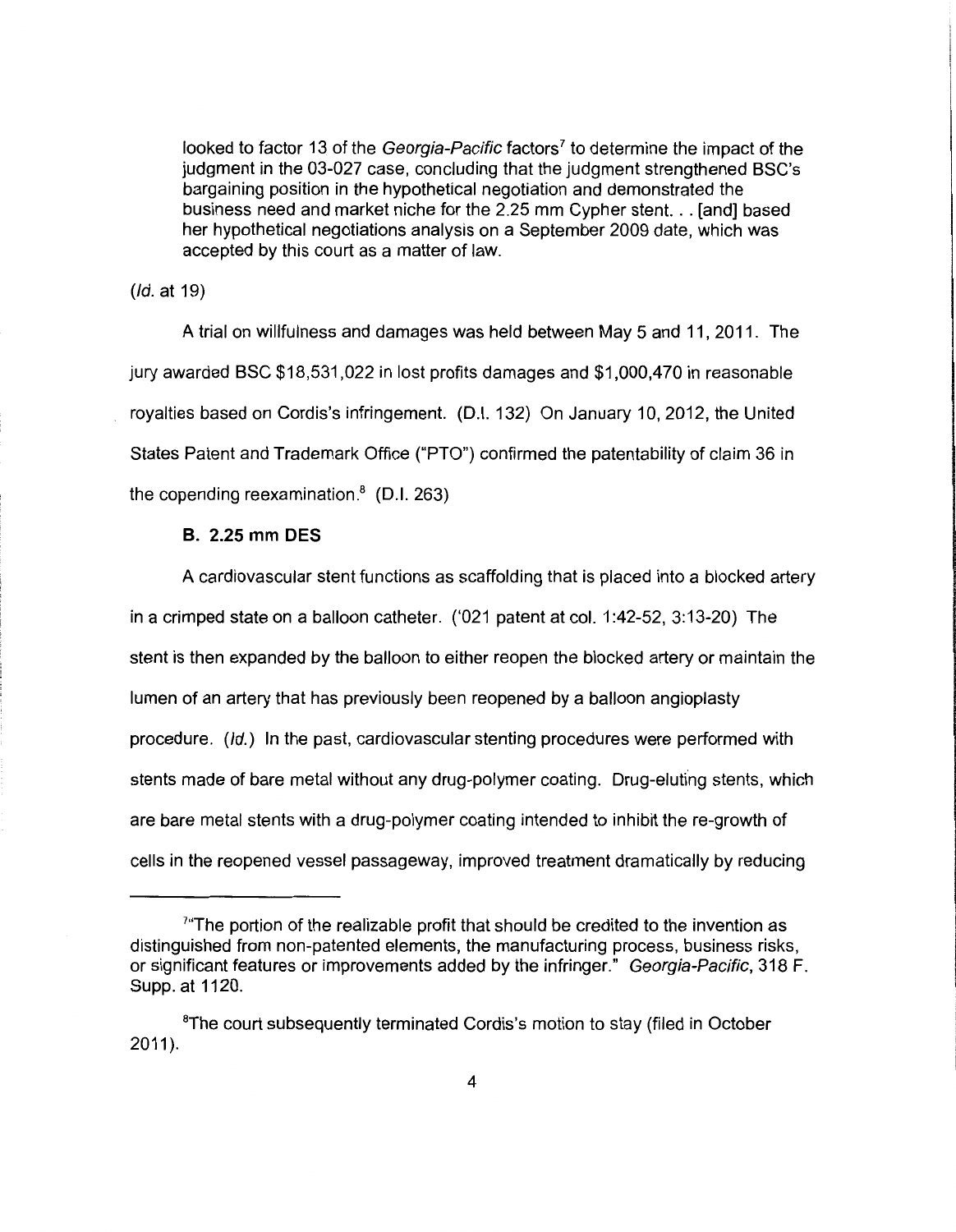> looked to factor 13 of the *Georgia-Pacific* factors[7] to determine the impact of the judgment in the 03-027 case, concluding that the judgment strengthened BSC's bargaining position in the hypothetical negotiation and demonstrated the business need and market niche for the 2.25 mm Cypher stent. . . [and] based her hypothetical negotiations analysis on a September 2009 date, which was accepted by this court as a matter of law.

(*Id.* at 19)

A trial on willfulness and damages was held between May 5 and 11, 2011. The jury awarded BSC $18,531,022 in lost profits damages and $1,000,470 in reasonable royalties based on Cordis's infringement. (D.I. 132) On January 10, 2012, the United States Patent and Trademark Office ("PTO") confirmed the patentability of claim 36 in the copending reexamination.[8] (D.I. 263)

### B. 2.25 mm DES

A cardiovascular stent functions as scaffolding that is placed into a blocked artery in a crimped state on a balloon catheter. ('021 patent at col. 1:42-52, 3:13-20) The stent is then expanded by the balloon to either reopen the blocked artery or maintain the lumen of an artery that has previously been reopened by a balloon angioplasty procedure. (*Id.*) In the past, cardiovascular stenting procedures were performed with stents made of bare metal without any drug-polymer coating. Drug-eluting stents, which are bare metal stents with a drug-polymer coating intended to inhibit the re-growth of cells in the reopened vessel passageway, improved treatment dramatically by reducing

---

[7] "The portion of the realizable profit that should be credited to the invention as distinguished from non-patented elements, the manufacturing process, business risks, or significant features or improvements added by the infringer." *Georgia-Pacific*, 318 F. Supp. at 1120.

[8] The court subsequently terminated Cordis's motion to stay (filed in October 2011).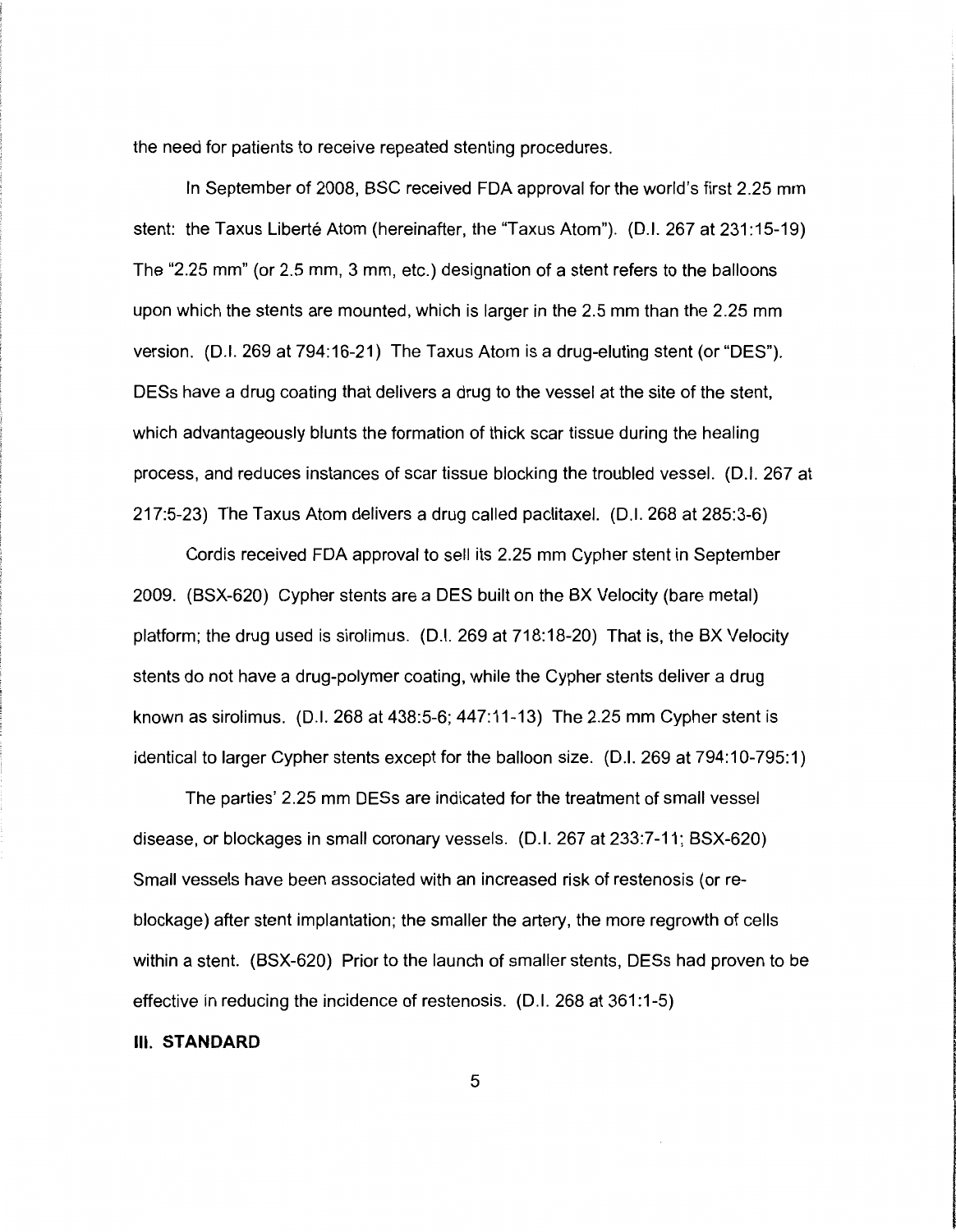the need for patients to receive repeated stenting procedures.

In September of 2008, BSC received FDA approval for the world's first 2.25 mm stent: the Taxus Liberté Atom (hereinafter, the "Taxus Atom"). (D.I. 267 at 231:15-19) The "2.25 mm" (or 2.5 mm, 3 mm, etc.) designation of a stent refers to the balloons upon which the stents are mounted, which is larger in the 2.5 mm than the 2.25 mm version. (D.I. 269 at 794:16-21) The Taxus Atom is a drug-eluting stent (or "DES"). DESs have a drug coating that delivers a drug to the vessel at the site of the stent, which advantageously blunts the formation of thick scar tissue during the healing process, and reduces instances of scar tissue blocking the troubled vessel. (D.I. 267 at 217:5-23) The Taxus Atom delivers a drug called paclitaxel. (D.I. 268 at 285:3-6)

Cordis received FDA approval to sell its 2.25 mm Cypher stent in September 2009. (BSX-620) Cypher stents are a DES built on the BX Velocity (bare metal) platform; the drug used is sirolimus. (D.I. 269 at 718:18-20) That is, the BX Velocity stents do not have a drug-polymer coating, while the Cypher stents deliver a drug known as sirolimus. (D.I. 268 at 438:5-6; 447:11-13) The 2.25 mm Cypher stent is identical to larger Cypher stents except for the balloon size. (D.I. 269 at 794:10-795:1)

The parties' 2.25 mm DESs are indicated for the treatment of small vessel disease, or blockages in small coronary vessels. (D.I. 267 at 233:7-11; BSX-620) Small vessels have been associated with an increased risk of restenosis (or re-blockage) after stent implantation; the smaller the artery, the more regrowth of cells within a stent. (BSX-620) Prior to the launch of smaller stents, DESs had proven to be effective in reducing the incidence of restenosis. (D.I. 268 at 361:1-5)

## III. STANDARD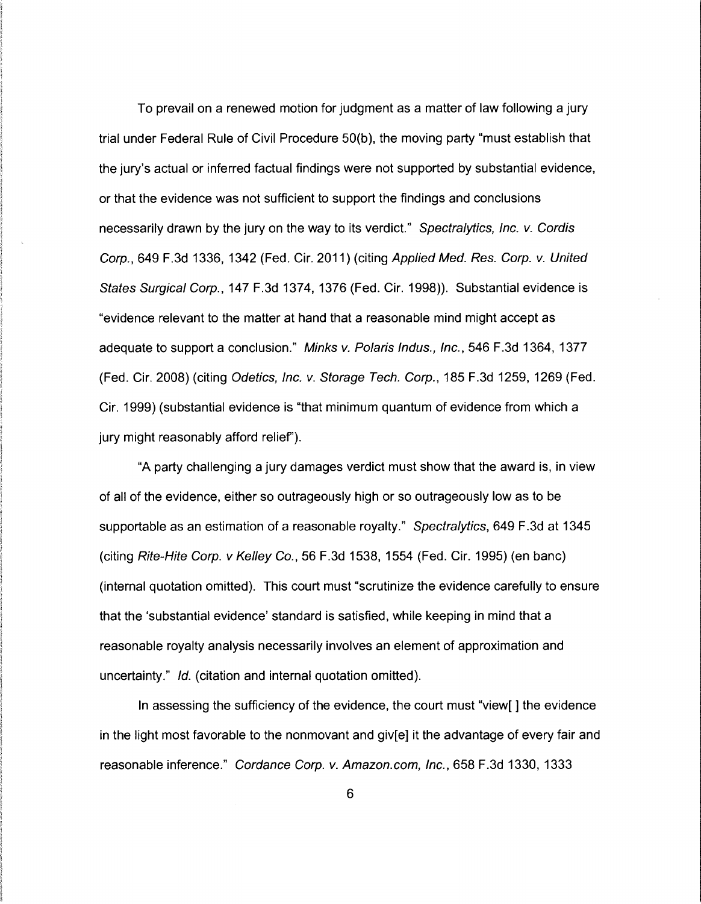To prevail on a renewed motion for judgment as a matter of law following a jury trial under Federal Rule of Civil Procedure 50(b), the moving party "must establish that the jury's actual or inferred factual findings were not supported by substantial evidence, or that the evidence was not sufficient to support the findings and conclusions necessarily drawn by the jury on the way to its verdict." *Spectralytics, Inc. v. Cordis Corp.*, 649 F.3d 1336, 1342 (Fed. Cir. 2011) (citing *Applied Med. Res. Corp. v. United States Surgical Corp.*, 147 F.3d 1374, 1376 (Fed. Cir. 1998)). Substantial evidence is "evidence relevant to the matter at hand that a reasonable mind might accept as adequate to support a conclusion." *Minks v. Polaris Indus., Inc.*, 546 F.3d 1364, 1377 (Fed. Cir. 2008) (citing *Odetics, Inc. v. Storage Tech. Corp.*, 185 F.3d 1259, 1269 (Fed. Cir. 1999) (substantial evidence is "that minimum quantum of evidence from which a jury might reasonably afford relief").

"A party challenging a jury damages verdict must show that the award is, in view of all of the evidence, either so outrageously high or so outrageously low as to be supportable as an estimation of a reasonable royalty." *Spectralytics*, 649 F.3d at 1345 (citing *Rite-Hite Corp. v Kelley Co.*, 56 F.3d 1538, 1554 (Fed. Cir. 1995) (en banc) (internal quotation omitted). This court must "scrutinize the evidence carefully to ensure that the 'substantial evidence' standard is satisfied, while keeping in mind that a reasonable royalty analysis necessarily involves an element of approximation and uncertainty." *Id.* (citation and internal quotation omitted).

In assessing the sufficiency of the evidence, the court must "view[ ] the evidence in the light most favorable to the nonmovant and giv[e] it the advantage of every fair and reasonable inference." *Cordance Corp. v. Amazon.com, Inc.*, 658 F.3d 1330, 1333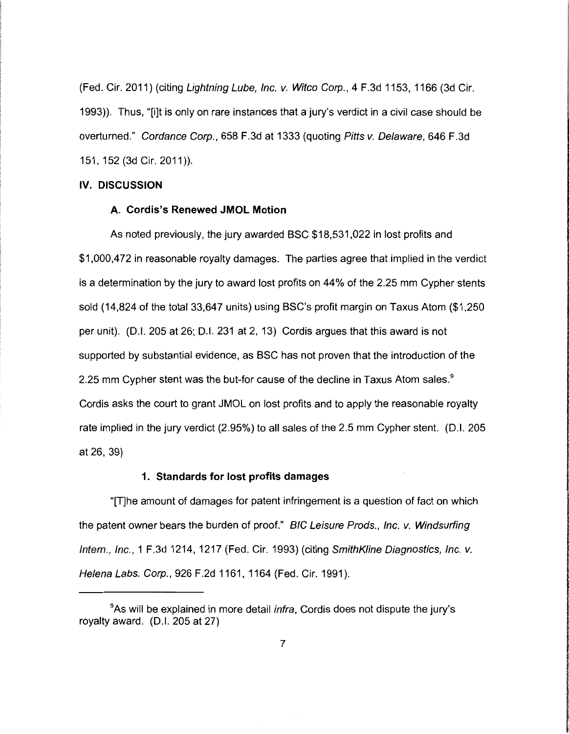(Fed. Cir. 2011) (citing *Lightning Lube, Inc. v. Witco Corp.*, 4 F.3d 1153, 1166 (3d Cir. 1993)). Thus, "[i]t is only on rare instances that a jury's verdict in a civil case should be overturned." *Cordance Corp.*, 658 F.3d at 1333 (quoting *Pitts v. Delaware*, 646 F.3d 151, 152 (3d Cir. 2011)).

## IV. DISCUSSION

### A. Cordis's Renewed JMOL Motion

As noted previously, the jury awarded BSC $18,531,022 in lost profits and $1,000,472 in reasonable royalty damages. The parties agree that implied in the verdict is a determination by the jury to award lost profits on 44% of the 2.25 mm Cypher stents sold (14,824 of the total 33,647 units) using BSC's profit margin on Taxus Atom ($1,250 per unit). (D.I. 205 at 26; D.I. 231 at 2, 13) Cordis argues that this award is not supported by substantial evidence, as BSC has not proven that the introduction of the 2.25 mm Cypher stent was the but-for cause of the decline in Taxus Atom sales.[9] Cordis asks the court to grant JMOL on lost profits and to apply the reasonable royalty rate implied in the jury verdict (2.95%) to all sales of the 2.5 mm Cypher stent. (D.I. 205 at 26, 39)

#### 1. Standards for lost profits damages

"[T]he amount of damages for patent infringement is a question of fact on which the patent owner bears the burden of proof." *BIC Leisure Prods., Inc. v. Windsurfing Intern., Inc.*, 1 F.3d 1214, 1217 (Fed. Cir. 1993) (citing *SmithKline Diagnostics, Inc. v. Helena Labs. Corp.*, 926 F.2d 1161, 1164 (Fed. Cir. 1991).

---

[9]As will be explained in more detail *infra*, Cordis does not dispute the jury's royalty award. (D.I. 205 at 27)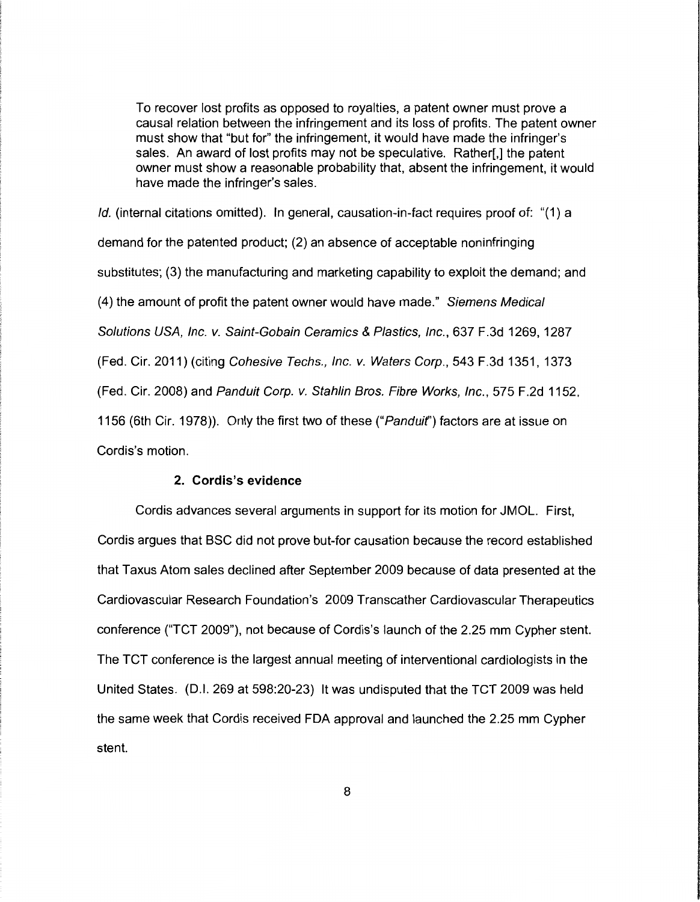> To recover lost profits as opposed to royalties, a patent owner must prove a causal relation between the infringement and its loss of profits. The patent owner must show that "but for" the infringement, it would have made the infringer's sales. An award of lost profits may not be speculative. Rather[,] the patent owner must show a reasonable probability that, absent the infringement, it would have made the infringer's sales.

*Id.* (internal citations omitted). In general, causation-in-fact requires proof of: "(1) a demand for the patented product; (2) an absence of acceptable noninfringing substitutes; (3) the manufacturing and marketing capability to exploit the demand; and (4) the amount of profit the patent owner would have made." *Siemens Medical Solutions USA, Inc. v. Saint-Gobain Ceramics & Plastics, Inc.*, 637 F.3d 1269, 1287 (Fed. Cir. 2011) (citing *Cohesive Techs., Inc. v. Waters Corp.*, 543 F.3d 1351, 1373 (Fed. Cir. 2008) and *Panduit Corp. v. Stahlin Bros. Fibre Works, Inc.*, 575 F.2d 1152, 1156 (6th Cir. 1978)). Only the first two of these ("*Panduit*") factors are at issue on Cordis's motion.

### 2. Cordis's evidence

Cordis advances several arguments in support for its motion for JMOL. First, Cordis argues that BSC did not prove but-for causation because the record established that Taxus Atom sales declined after September 2009 because of data presented at the Cardiovascular Research Foundation's 2009 Transcather Cardiovascular Therapeutics conference ("TCT 2009"), not because of Cordis's launch of the 2.25 mm Cypher stent. The TCT conference is the largest annual meeting of interventional cardiologists in the United States. (D.I. 269 at 598:20-23) It was undisputed that the TCT 2009 was held the same week that Cordis received FDA approval and launched the 2.25 mm Cypher stent.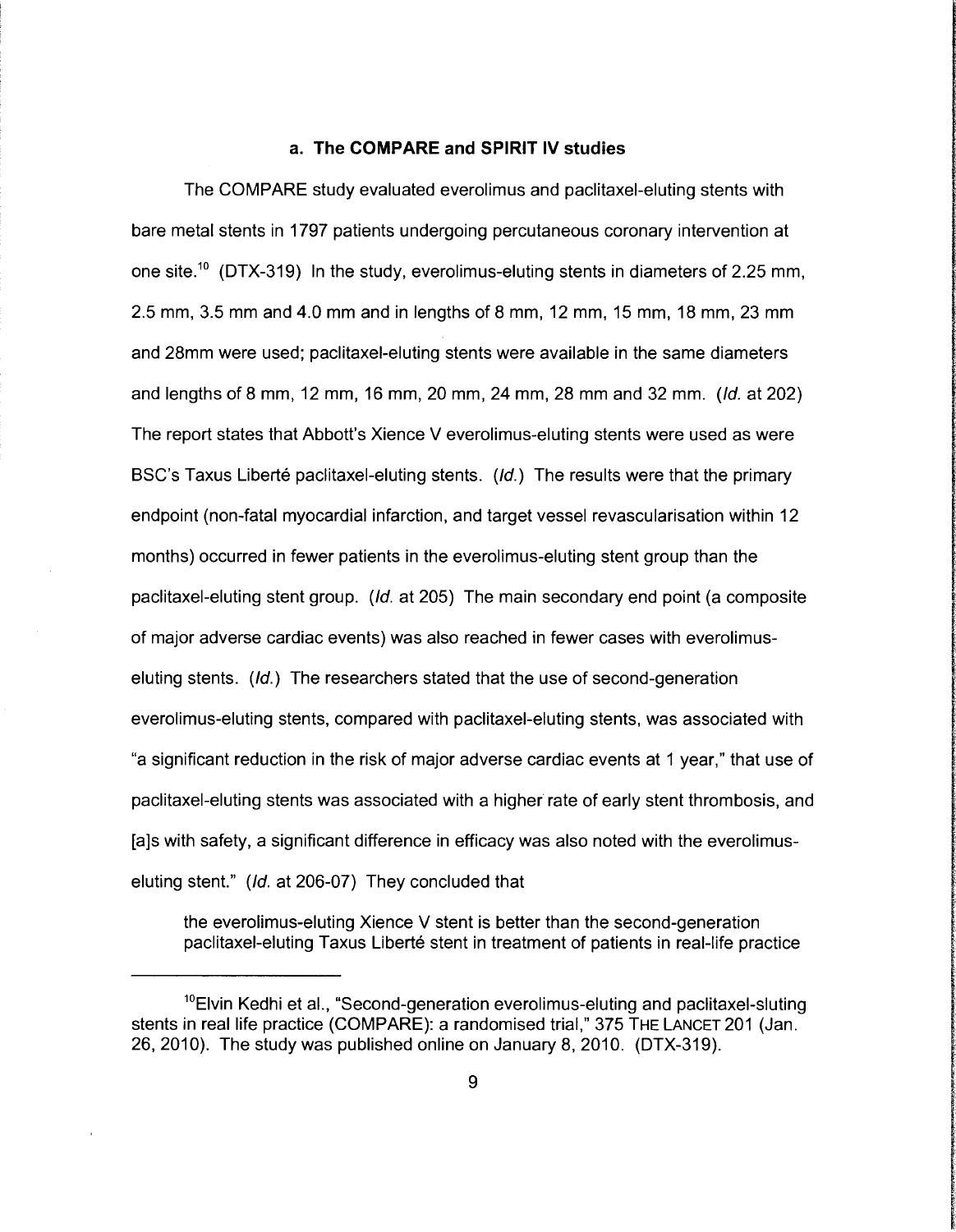### a. The COMPARE and SPIRIT IV studies

The COMPARE study evaluated everolimus and paclitaxel-eluting stents with bare metal stents in 1797 patients undergoing percutaneous coronary intervention at one site.[10] (DTX-319) In the study, everolimus-eluting stents in diameters of 2.25 mm, 2.5 mm, 3.5 mm and 4.0 mm and in lengths of 8 mm, 12 mm, 15 mm, 18 mm, 23 mm and 28mm were used; paclitaxel-eluting stents were available in the same diameters and lengths of 8 mm, 12 mm, 16 mm, 20 mm, 24 mm, 28 mm and 32 mm. (*Id.* at 202) The report states that Abbott's Xience V everolimus-eluting stents were used as were BSC's Taxus Liberté paclitaxel-eluting stents. (*Id.*) The results were that the primary endpoint (non-fatal myocardial infarction, and target vessel revascularisation within 12 months) occurred in fewer patients in the everolimus-eluting stent group than the paclitaxel-eluting stent group. (*Id.* at 205) The main secondary end point (a composite of major adverse cardiac events) was also reached in fewer cases with everolimus-eluting stents. (*Id.*) The researchers stated that the use of second-generation everolimus-eluting stents, compared with paclitaxel-eluting stents, was associated with "a significant reduction in the risk of major adverse cardiac events at 1 year," that use of paclitaxel-eluting stents was associated with a higher rate of early stent thrombosis, and [a]s with safety, a significant difference in efficacy was also noted with the everolimus-eluting stent." (*Id.* at 206-07) They concluded that

> the everolimus-eluting Xience V stent is better than the second-generation paclitaxel-eluting Taxus Liberté stent in treatment of patients in real-life practice

---

[10] Elvin Kedhi et al., "Second-generation everolimus-eluting and paclitaxel-sluting stents in real life practice (COMPARE): a randomised trial," 375 THE LANCET 201 (Jan. 26, 2010). The study was published online on January 8, 2010. (DTX-319).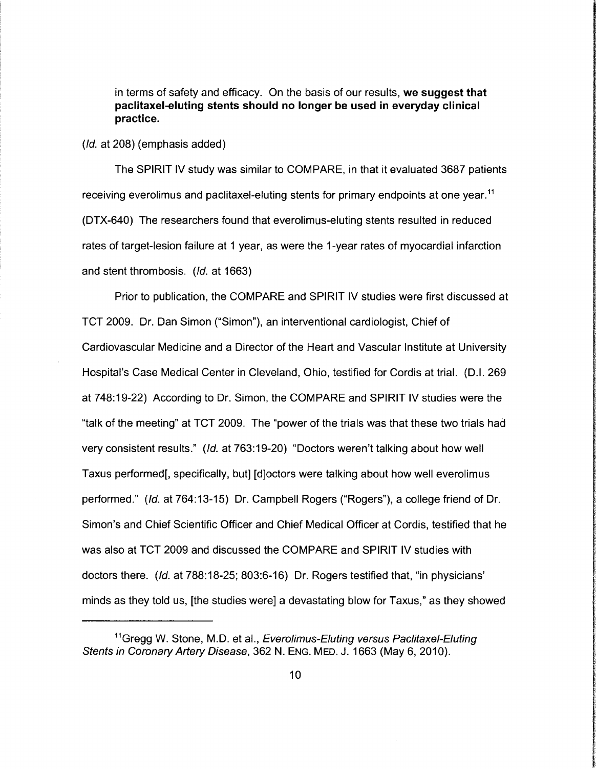in terms of safety and efficacy. On the basis of our results, **we suggest that paclitaxel-eluting stents should no longer be used in everyday clinical practice.**

(*Id.* at 208) (emphasis added)

The SPIRIT IV study was similar to COMPARE, in that it evaluated 3687 patients receiving everolimus and paclitaxel-eluting stents for primary endpoints at one year.[11] (DTX-640) The researchers found that everolimus-eluting stents resulted in reduced rates of target-lesion failure at 1 year, as were the 1-year rates of myocardial infarction and stent thrombosis. (*Id.* at 1663)

Prior to publication, the COMPARE and SPIRIT IV studies were first discussed at TCT 2009. Dr. Dan Simon ("Simon"), an interventional cardiologist, Chief of Cardiovascular Medicine and a Director of the Heart and Vascular Institute at University Hospital's Case Medical Center in Cleveland, Ohio, testified for Cordis at trial. (D.I. 269 at 748:19-22) According to Dr. Simon, the COMPARE and SPIRIT IV studies were the "talk of the meeting" at TCT 2009. The "power of the trials was that these two trials had very consistent results." (*Id.* at 763:19-20) "Doctors weren't talking about how well Taxus performed[, specifically, but] [d]octors were talking about how well everolimus performed." (*Id.* at 764:13-15) Dr. Campbell Rogers ("Rogers"), a college friend of Dr. Simon's and Chief Scientific Officer and Chief Medical Officer at Cordis, testified that he was also at TCT 2009 and discussed the COMPARE and SPIRIT IV studies with doctors there. (*Id.* at 788:18-25; 803:6-16) Dr. Rogers testified that, "in physicians' minds as they told us, [the studies were] a devastating blow for Taxus," as they showed

---

[11] Gregg W. Stone, M.D. et al., *Everolimus-Eluting versus Paclitaxel-Eluting Stents in Coronary Artery Disease*, 362 N. ENG. MED. J. 1663 (May 6, 2010).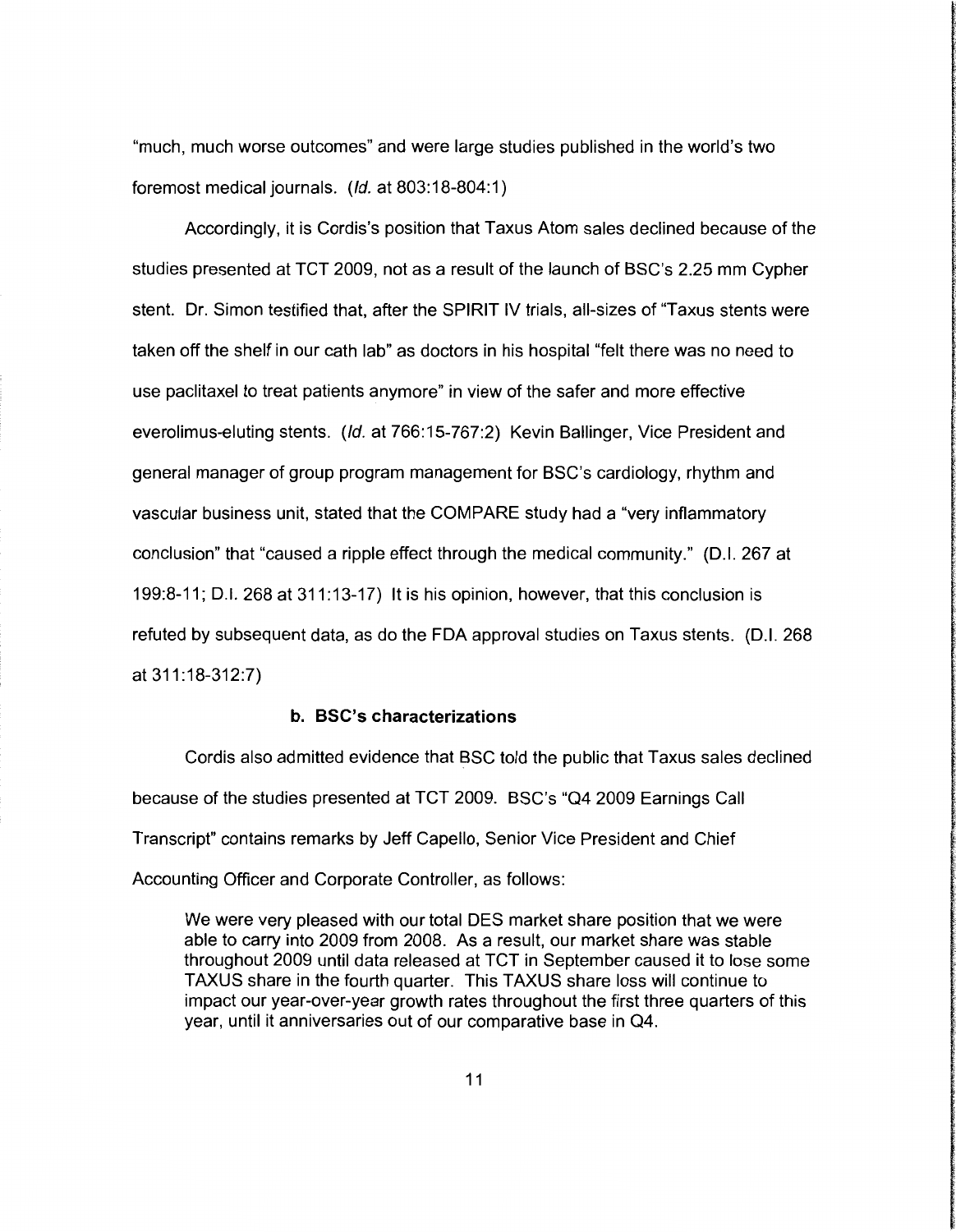"much, much worse outcomes" and were large studies published in the world's two foremost medical journals. (*Id.* at 803:18-804:1)

Accordingly, it is Cordis's position that Taxus Atom sales declined because of the studies presented at TCT 2009, not as a result of the launch of BSC's 2.25 mm Cypher stent. Dr. Simon testified that, after the SPIRIT IV trials, all-sizes of "Taxus stents were taken off the shelf in our cath lab" as doctors in his hospital "felt there was no need to use paclitaxel to treat patients anymore" in view of the safer and more effective everolimus-eluting stents. (*Id.* at 766:15-767:2) Kevin Ballinger, Vice President and general manager of group program management for BSC's cardiology, rhythm and vascular business unit, stated that the COMPARE study had a "very inflammatory conclusion" that "caused a ripple effect through the medical community." (D.I. 267 at 199:8-11; D.I. 268 at 311:13-17) It is his opinion, however, that this conclusion is refuted by subsequent data, as do the FDA approval studies on Taxus stents. (D.I. 268 at 311:18-312:7)

**b. BSC's characterizations**

Cordis also admitted evidence that BSC told the public that Taxus sales declined because of the studies presented at TCT 2009. BSC's "Q4 2009 Earnings Call Transcript" contains remarks by Jeff Capello, Senior Vice President and Chief Accounting Officer and Corporate Controller, as follows:

> We were very pleased with our total DES market share position that we were able to carry into 2009 from 2008. As a result, our market share was stable throughout 2009 until data released at TCT in September caused it to lose some TAXUS share in the fourth quarter. This TAXUS share loss will continue to impact our year-over-year growth rates throughout the first three quarters of this year, until it anniversaries out of our comparative base in Q4.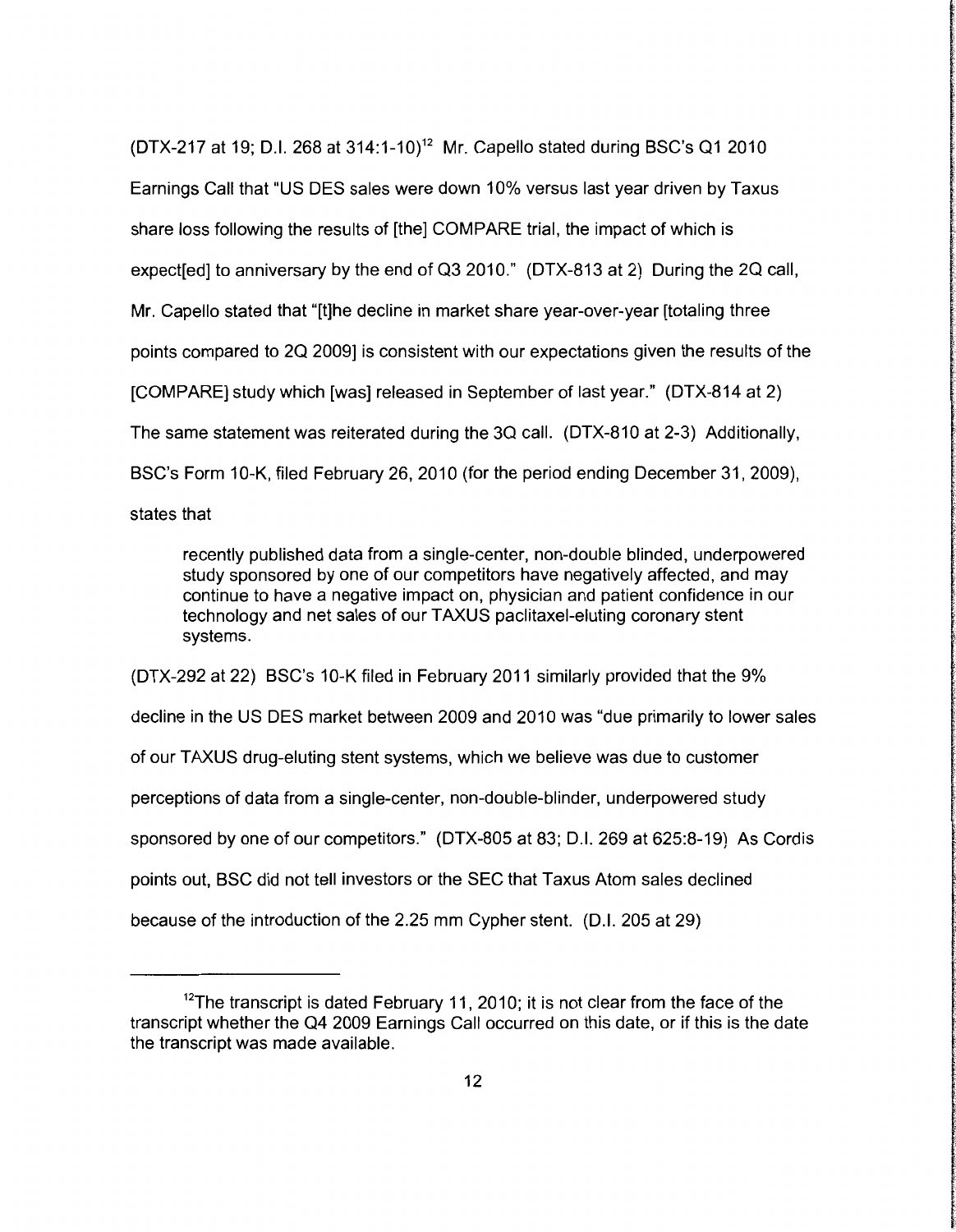(DTX-217 at 19; D.I. 268 at 314:1-10)[12] Mr. Capello stated during BSC's Q1 2010 Earnings Call that "US DES sales were down 10% versus last year driven by Taxus share loss following the results of [the] COMPARE trial, the impact of which is expect[ed] to anniversary by the end of Q3 2010." (DTX-813 at 2) During the 2Q call, Mr. Capello stated that "[t]he decline in market share year-over-year [totaling three points compared to 2Q 2009] is consistent with our expectations given the results of the [COMPARE] study which [was] released in September of last year." (DTX-814 at 2) The same statement was reiterated during the 3Q call. (DTX-810 at 2-3) Additionally, BSC's Form 10-K, filed February 26, 2010 (for the period ending December 31, 2009), states that

> recently published data from a single-center, non-double blinded, underpowered study sponsored by one of our competitors have negatively affected, and may continue to have a negative impact on, physician and patient confidence in our technology and net sales of our TAXUS paclitaxel-eluting coronary stent systems.

(DTX-292 at 22) BSC's 10-K filed in February 2011 similarly provided that the 9% decline in the US DES market between 2009 and 2010 was "due primarily to lower sales of our TAXUS drug-eluting stent systems, which we believe was due to customer perceptions of data from a single-center, non-double-blinder, underpowered study sponsored by one of our competitors." (DTX-805 at 83; D.I. 269 at 625:8-19) As Cordis points out, BSC did not tell investors or the SEC that Taxus Atom sales declined because of the introduction of the 2.25 mm Cypher stent. (D.I. 205 at 29)

---

[12] The transcript is dated February 11, 2010; it is not clear from the face of the transcript whether the Q4 2009 Earnings Call occurred on this date, or if this is the date the transcript was made available.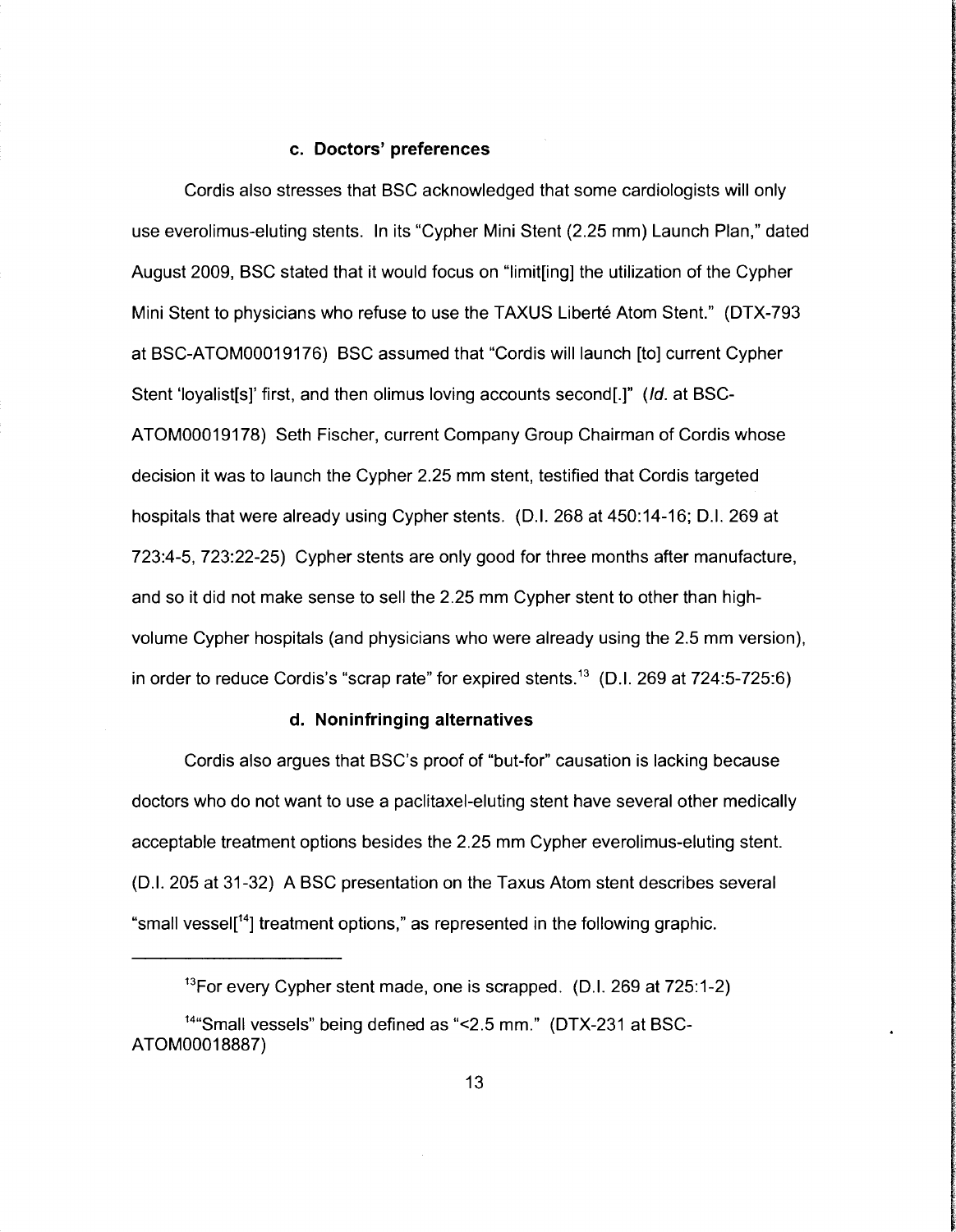#### c. Doctors' preferences

Cordis also stresses that BSC acknowledged that some cardiologists will only use everolimus-eluting stents. In its "Cypher Mini Stent (2.25 mm) Launch Plan," dated August 2009, BSC stated that it would focus on "limit[ing] the utilization of the Cypher Mini Stent to physicians who refuse to use the TAXUS Liberté Atom Stent." (DTX-793 at BSC-ATOM00019176) BSC assumed that "Cordis will launch [to] current Cypher Stent 'loyalist[s]' first, and then olimus loving accounts second[.]" (*Id.* at BSC-ATOM00019178) Seth Fischer, current Company Group Chairman of Cordis whose decision it was to launch the Cypher 2.25 mm stent, testified that Cordis targeted hospitals that were already using Cypher stents. (D.I. 268 at 450:14-16; D.I. 269 at 723:4-5, 723:22-25) Cypher stents are only good for three months after manufacture, and so it did not make sense to sell the 2.25 mm Cypher stent to other than high-volume Cypher hospitals (and physicians who were already using the 2.5 mm version), in order to reduce Cordis's "scrap rate" for expired stents.[13] (D.I. 269 at 724:5-725:6)

#### d. Noninfringing alternatives

Cordis also argues that BSC's proof of "but-for" causation is lacking because doctors who do not want to use a paclitaxel-eluting stent have several other medically acceptable treatment options besides the 2.25 mm Cypher everolimus-eluting stent. (D.I. 205 at 31-32) A BSC presentation on the Taxus Atom stent describes several "small vessel[[14]] treatment options," as represented in the following graphic.

---

[13]For every Cypher stent made, one is scrapped. (D.I. 269 at 725:1-2)

[14]"Small vessels" being defined as "<2.5 mm." (DTX-231 at BSC-ATOM00018887)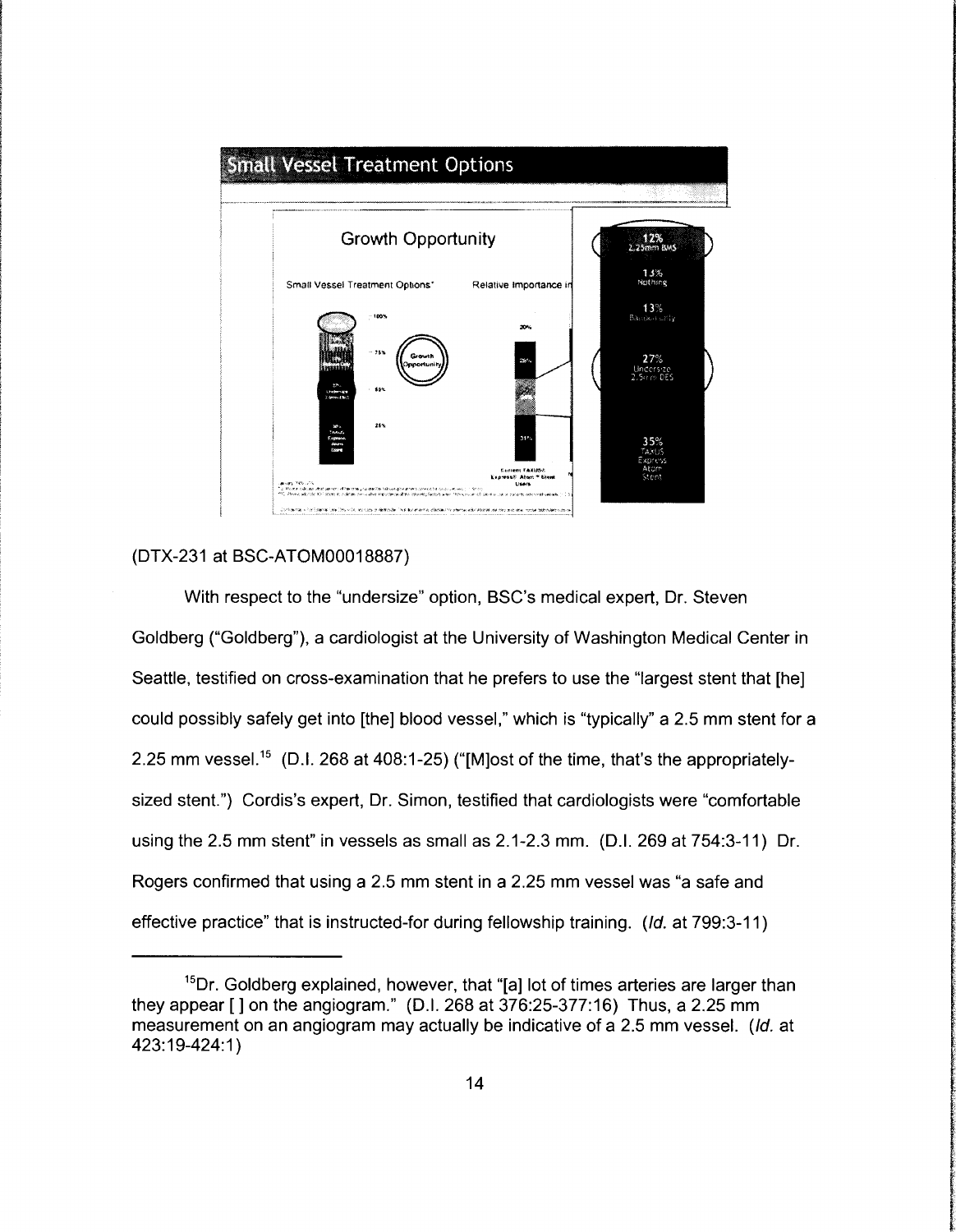(DTX-231 at BSC-ATOM00018887)

With respect to the "undersize" option, BSC's medical expert, Dr. Steven Goldberg ("Goldberg"), a cardiologist at the University of Washington Medical Center in Seattle, testified on cross-examination that he prefers to use the "largest stent that [he] could possibly safely get into [the] blood vessel," which is "typically" a 2.5 mm stent for a 2.25 mm vessel.[15] (D.I. 268 at 408:1-25) ("[M]ost of the time, that's the appropriately-sized stent.") Cordis's expert, Dr. Simon, testified that cardiologists were "comfortable using the 2.5 mm stent" in vessels as small as 2.1-2.3 mm. (D.I. 269 at 754:3-11) Dr. Rogers confirmed that using a 2.5 mm stent in a 2.25 mm vessel was "a safe and effective practice" that is instructed-for during fellowship training. (*Id.* at 799:3-11)

---

[15] Dr. Goldberg explained, however, that "[a] lot of times arteries are larger than they appear [ ] on the angiogram." (D.I. 268 at 376:25-377:16) Thus, a 2.25 mm measurement on an angiogram may actually be indicative of a 2.5 mm vessel. (*Id.* at 423:19-424:1)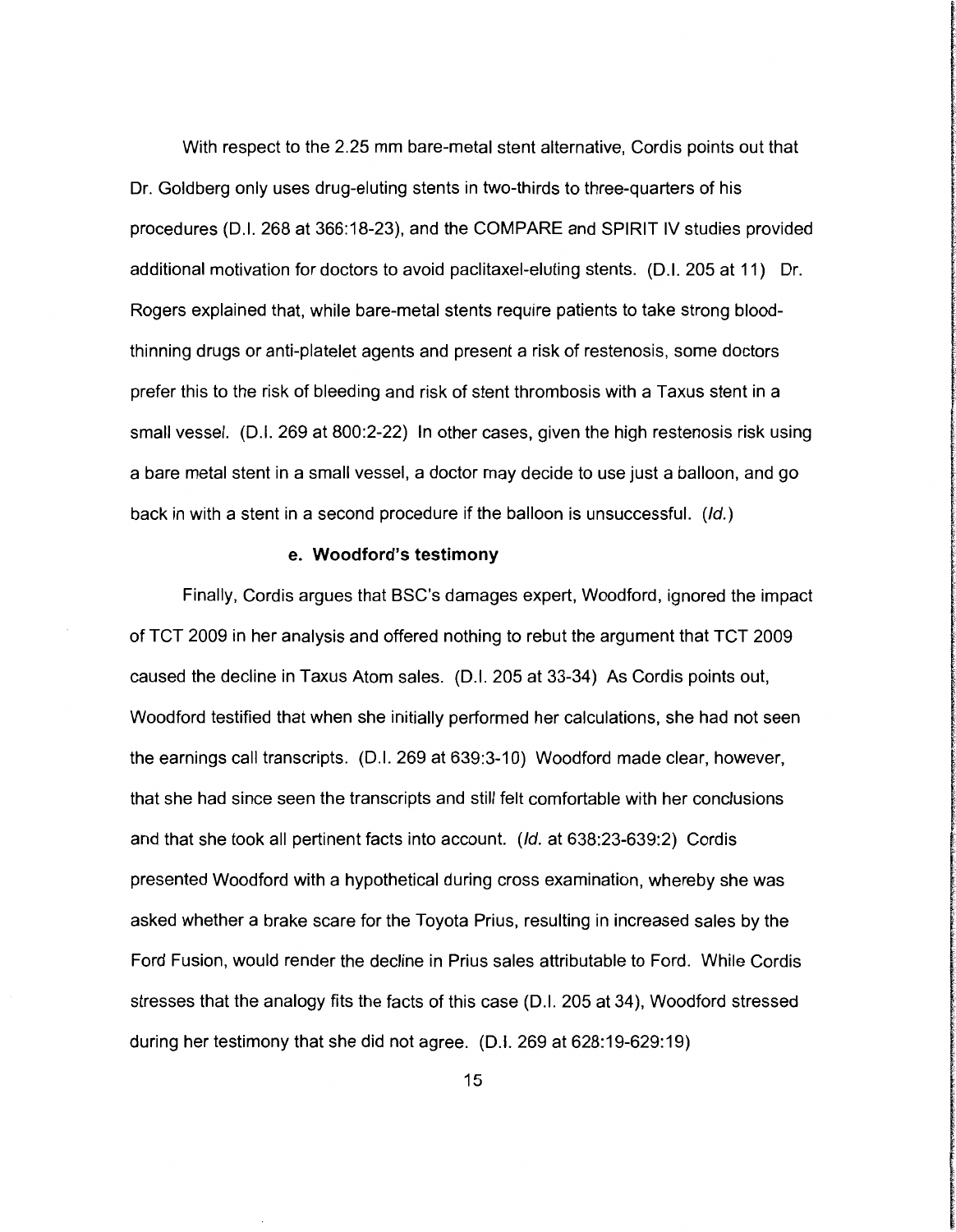With respect to the 2.25 mm bare-metal stent alternative, Cordis points out that Dr. Goldberg only uses drug-eluting stents in two-thirds to three-quarters of his procedures (D.I. 268 at 366:18-23), and the COMPARE and SPIRIT IV studies provided additional motivation for doctors to avoid paclitaxel-eluting stents. (D.I. 205 at 11) Dr. Rogers explained that, while bare-metal stents require patients to take strong blood-thinning drugs or anti-platelet agents and present a risk of restenosis, some doctors prefer this to the risk of bleeding and risk of stent thrombosis with a Taxus stent in a small vessel. (D.I. 269 at 800:2-22) In other cases, given the high restenosis risk using a bare metal stent in a small vessel, a doctor may decide to use just a balloon, and go back in with a stent in a second procedure if the balloon is unsuccessful. (*Id.*)

#### e. Woodford's testimony

Finally, Cordis argues that BSC's damages expert, Woodford, ignored the impact of TCT 2009 in her analysis and offered nothing to rebut the argument that TCT 2009 caused the decline in Taxus Atom sales. (D.I. 205 at 33-34) As Cordis points out, Woodford testified that when she initially performed her calculations, she had not seen the earnings call transcripts. (D.I. 269 at 639:3-10) Woodford made clear, however, that she had since seen the transcripts and still felt comfortable with her conclusions and that she took all pertinent facts into account. (*Id.* at 638:23-639:2) Cordis presented Woodford with a hypothetical during cross examination, whereby she was asked whether a brake scare for the Toyota Prius, resulting in increased sales by the Ford Fusion, would render the decline in Prius sales attributable to Ford. While Cordis stresses that the analogy fits the facts of this case (D.I. 205 at 34), Woodford stressed during her testimony that she did not agree. (D.I. 269 at 628:19-629:19)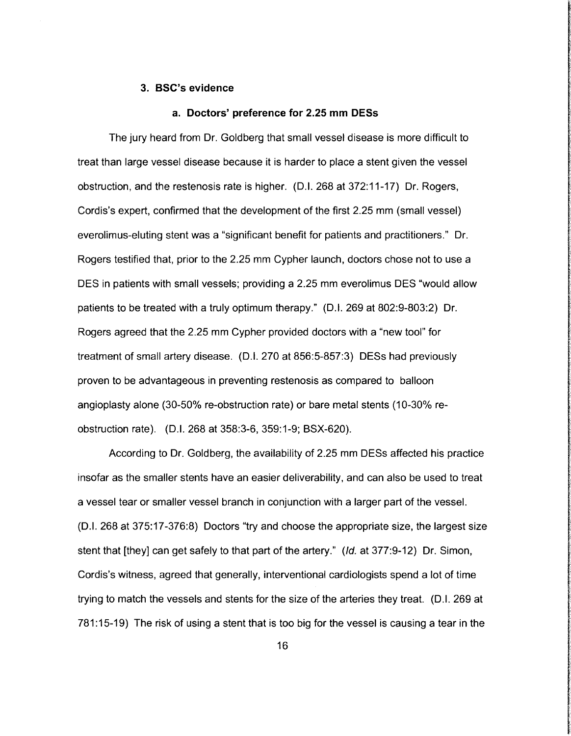### 3. BSC's evidence

#### a. Doctors' preference for 2.25 mm DESs

The jury heard from Dr. Goldberg that small vessel disease is more difficult to treat than large vessel disease because it is harder to place a stent given the vessel obstruction, and the restenosis rate is higher. (D.I. 268 at 372:11-17) Dr. Rogers, Cordis's expert, confirmed that the development of the first 2.25 mm (small vessel) everolimus-eluting stent was a "significant benefit for patients and practitioners." Dr. Rogers testified that, prior to the 2.25 mm Cypher launch, doctors chose not to use a DES in patients with small vessels; providing a 2.25 mm everolimus DES "would allow patients to be treated with a truly optimum therapy." (D.I. 269 at 802:9-803:2) Dr. Rogers agreed that the 2.25 mm Cypher provided doctors with a "new tool" for treatment of small artery disease. (D.I. 270 at 856:5-857:3) DESs had previously proven to be advantageous in preventing restenosis as compared to balloon angioplasty alone (30-50% re-obstruction rate) or bare metal stents (10-30% re-obstruction rate). (D.I. 268 at 358:3-6, 359:1-9; BSX-620).

According to Dr. Goldberg, the availability of 2.25 mm DESs affected his practice insofar as the smaller stents have an easier deliverability, and can also be used to treat a vessel tear or smaller vessel branch in conjunction with a larger part of the vessel. (D.I. 268 at 375:17-376:8) Doctors "try and choose the appropriate size, the largest size stent that [they] can get safely to that part of the artery." (*Id.* at 377:9-12) Dr. Simon, Cordis's witness, agreed that generally, interventional cardiologists spend a lot of time trying to match the vessels and stents for the size of the arteries they treat. (D.I. 269 at 781:15-19) The risk of using a stent that is too big for the vessel is causing a tear in the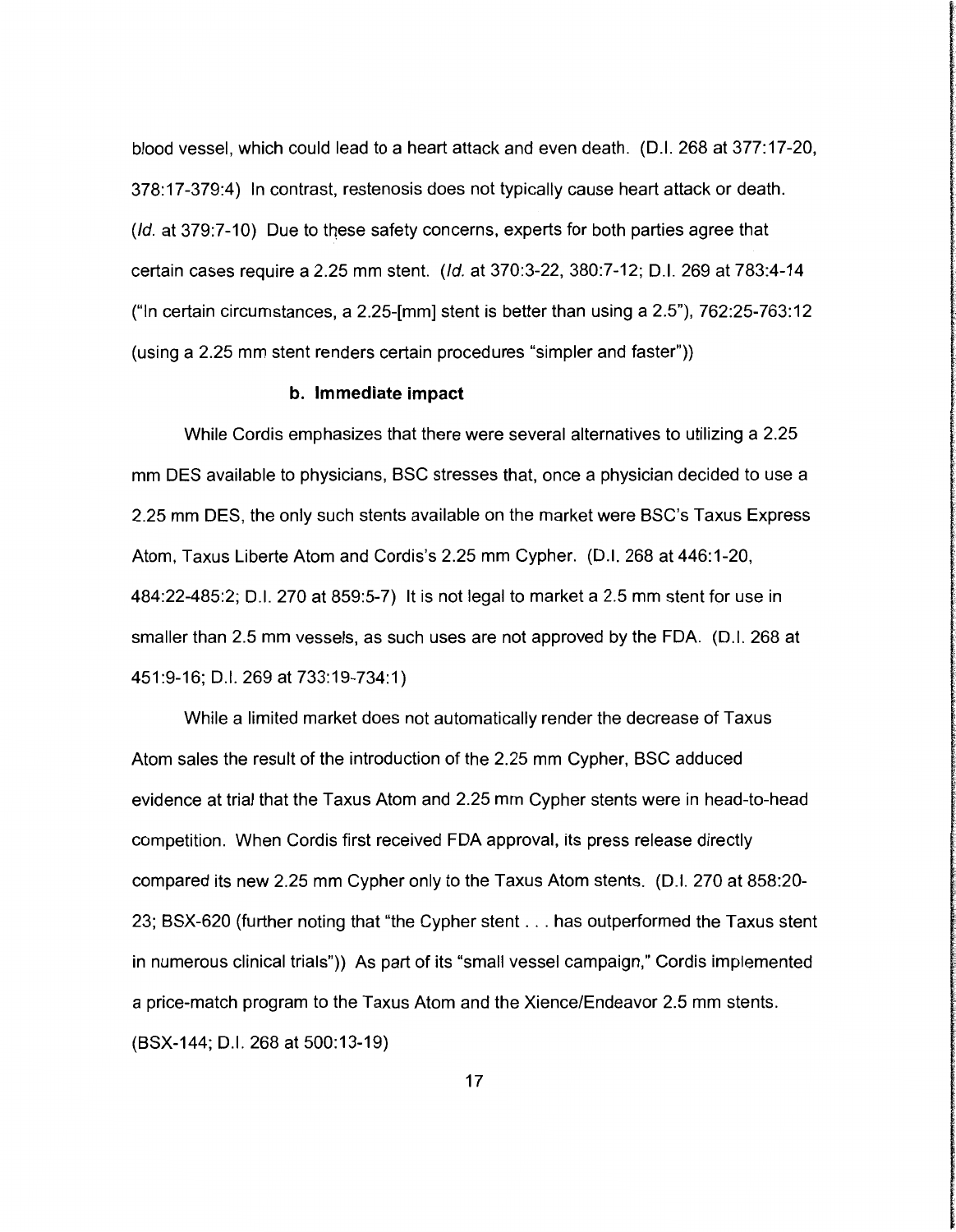blood vessel, which could lead to a heart attack and even death. (D.I. 268 at 377:17-20, 378:17-379:4) In contrast, restenosis does not typically cause heart attack or death. (*Id.* at 379:7-10) Due to these safety concerns, experts for both parties agree that certain cases require a 2.25 mm stent. (*Id.* at 370:3-22, 380:7-12; D.I. 269 at 783:4-14 ("In certain circumstances, a 2.25-[mm] stent is better than using a 2.5"), 762:25-763:12 (using a 2.25 mm stent renders certain procedures "simpler and faster"))

#### b. Immediate impact

While Cordis emphasizes that there were several alternatives to utilizing a 2.25 mm DES available to physicians, BSC stresses that, once a physician decided to use a 2.25 mm DES, the only such stents available on the market were BSC's Taxus Express Atom, Taxus Liberte Atom and Cordis's 2.25 mm Cypher. (D.I. 268 at 446:1-20, 484:22-485:2; D.I. 270 at 859:5-7) It is not legal to market a 2.5 mm stent for use in smaller than 2.5 mm vessels, as such uses are not approved by the FDA. (D.I. 268 at 451:9-16; D.I. 269 at 733:19-734:1)

While a limited market does not automatically render the decrease of Taxus Atom sales the result of the introduction of the 2.25 mm Cypher, BSC adduced evidence at trial that the Taxus Atom and 2.25 mm Cypher stents were in head-to-head competition. When Cordis first received FDA approval, its press release directly compared its new 2.25 mm Cypher only to the Taxus Atom stents. (D.I. 270 at 858:20-23; BSX-620 (further noting that "the Cypher stent . . . has outperformed the Taxus stent in numerous clinical trials")) As part of its "small vessel campaign," Cordis implemented a price-match program to the Taxus Atom and the Xience/Endeavor 2.5 mm stents. (BSX-144; D.I. 268 at 500:13-19)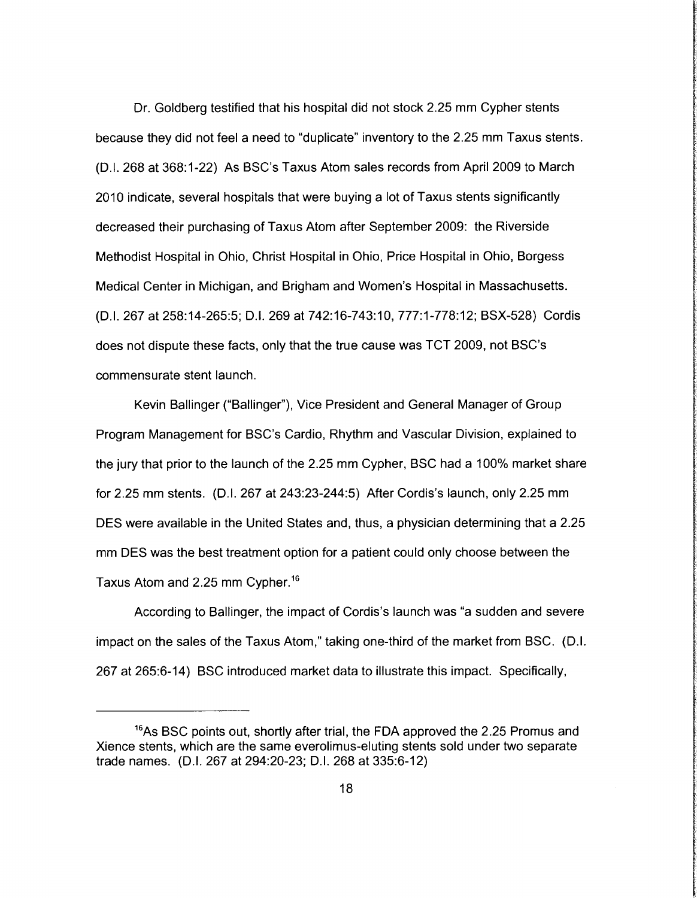Dr. Goldberg testified that his hospital did not stock 2.25 mm Cypher stents because they did not feel a need to "duplicate" inventory to the 2.25 mm Taxus stents. (D.I. 268 at 368:1-22) As BSC's Taxus Atom sales records from April 2009 to March 2010 indicate, several hospitals that were buying a lot of Taxus stents significantly decreased their purchasing of Taxus Atom after September 2009: the Riverside Methodist Hospital in Ohio, Christ Hospital in Ohio, Price Hospital in Ohio, Borgess Medical Center in Michigan, and Brigham and Women's Hospital in Massachusetts. (D.I. 267 at 258:14-265:5; D.I. 269 at 742:16-743:10, 777:1-778:12; BSX-528) Cordis does not dispute these facts, only that the true cause was TCT 2009, not BSC's commensurate stent launch.

Kevin Ballinger ("Ballinger"), Vice President and General Manager of Group Program Management for BSC's Cardio, Rhythm and Vascular Division, explained to the jury that prior to the launch of the 2.25 mm Cypher, BSC had a 100% market share for 2.25 mm stents. (D.I. 267 at 243:23-244:5) After Cordis's launch, only 2.25 mm DES were available in the United States and, thus, a physician determining that a 2.25 mm DES was the best treatment option for a patient could only choose between the Taxus Atom and 2.25 mm Cypher.[16]

According to Ballinger, the impact of Cordis's launch was "a sudden and severe impact on the sales of the Taxus Atom," taking one-third of the market from BSC. (D.I. 267 at 265:6-14) BSC introduced market data to illustrate this impact. Specifically,

---

[16]As BSC points out, shortly after trial, the FDA approved the 2.25 Promus and Xience stents, which are the same everolimus-eluting stents sold under two separate trade names. (D.I. 267 at 294:20-23; D.I. 268 at 335:6-12)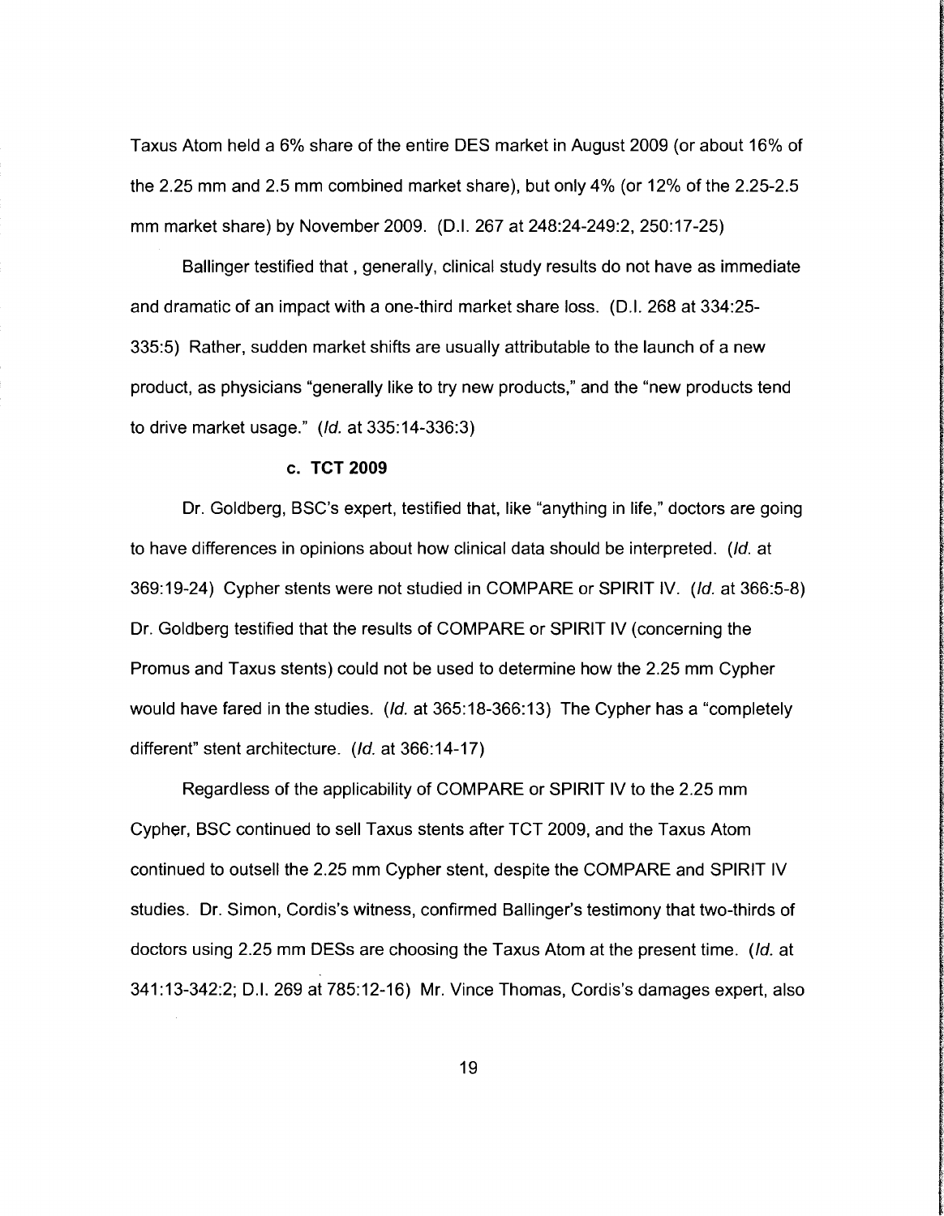Taxus Atom held a 6% share of the entire DES market in August 2009 (or about 16% of the 2.25 mm and 2.5 mm combined market share), but only 4% (or 12% of the 2.25-2.5 mm market share) by November 2009. (D.I. 267 at 248:24-249:2, 250:17-25)

Ballinger testified that , generally, clinical study results do not have as immediate and dramatic of an impact with a one-third market share loss. (D.I. 268 at 334:25-335:5) Rather, sudden market shifts are usually attributable to the launch of a new product, as physicians "generally like to try new products," and the "new products tend to drive market usage." (*Id.* at 335:14-336:3)

#### c. TCT 2009

Dr. Goldberg, BSC's expert, testified that, like "anything in life," doctors are going to have differences in opinions about how clinical data should be interpreted. (*Id.* at 369:19-24) Cypher stents were not studied in COMPARE or SPIRIT IV. (*Id.* at 366:5-8) Dr. Goldberg testified that the results of COMPARE or SPIRIT IV (concerning the Promus and Taxus stents) could not be used to determine how the 2.25 mm Cypher would have fared in the studies. (*Id.* at 365:18-366:13) The Cypher has a "completely different" stent architecture. (*Id.* at 366:14-17)

Regardless of the applicability of COMPARE or SPIRIT IV to the 2.25 mm Cypher, BSC continued to sell Taxus stents after TCT 2009, and the Taxus Atom continued to outsell the 2.25 mm Cypher stent, despite the COMPARE and SPIRIT IV studies. Dr. Simon, Cordis's witness, confirmed Ballinger's testimony that two-thirds of doctors using 2.25 mm DESs are choosing the Taxus Atom at the present time. (*Id.* at 341:13-342:2; D.I. 269 at 785:12-16) Mr. Vince Thomas, Cordis's damages expert, also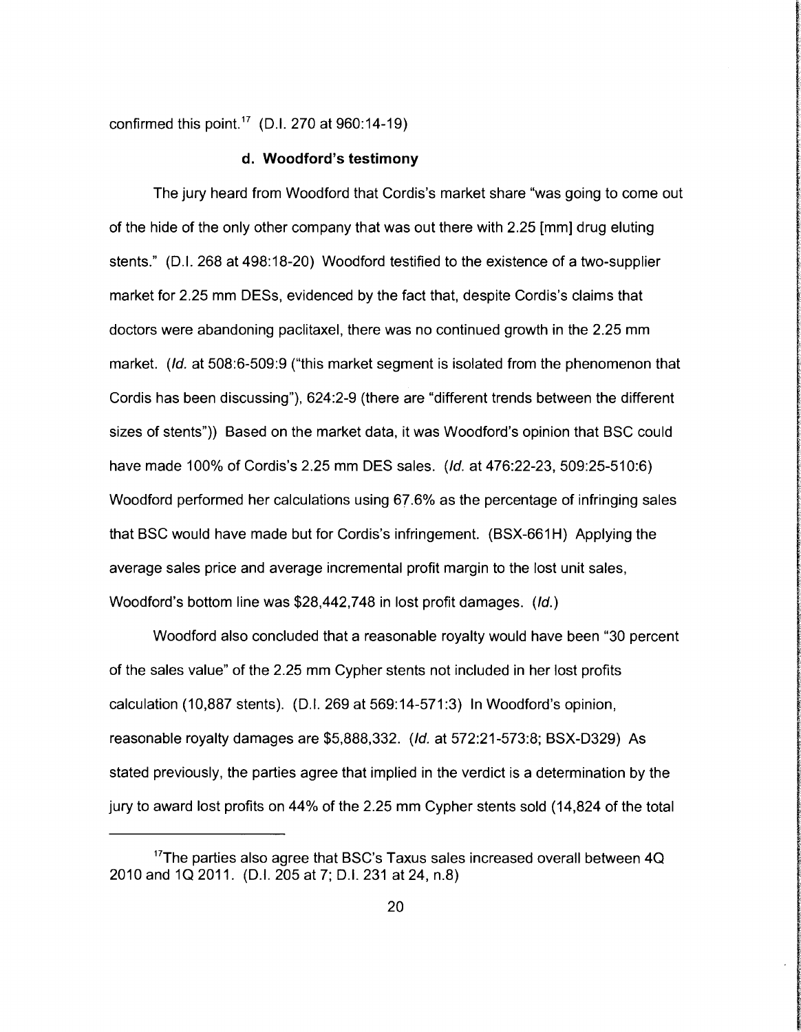confirmed this point.[17] (D.I. 270 at 960:14-19)

### d. Woodford's testimony

The jury heard from Woodford that Cordis's market share "was going to come out of the hide of the only other company that was out there with 2.25 [mm] drug eluting stents." (D.I. 268 at 498:18-20) Woodford testified to the existence of a two-supplier market for 2.25 mm DESs, evidenced by the fact that, despite Cordis's claims that doctors were abandoning paclitaxel, there was no continued growth in the 2.25 mm market. (*Id.* at 508:6-509:9 ("this market segment is isolated from the phenomenon that Cordis has been discussing"), 624:2-9 (there are "different trends between the different sizes of stents")) Based on the market data, it was Woodford's opinion that BSC could have made 100% of Cordis's 2.25 mm DES sales. (*Id.* at 476:22-23, 509:25-510:6) Woodford performed her calculations using 67.6% as the percentage of infringing sales that BSC would have made but for Cordis's infringement. (BSX-661H) Applying the average sales price and average incremental profit margin to the lost unit sales, Woodford's bottom line was $28,442,748 in lost profit damages. (*Id.*)

Woodford also concluded that a reasonable royalty would have been "30 percent of the sales value" of the 2.25 mm Cypher stents not included in her lost profits calculation (10,887 stents). (D.I. 269 at 569:14-571:3) In Woodford's opinion, reasonable royalty damages are $5,888,332. (*Id.* at 572:21-573:8; BSX-D329) As stated previously, the parties agree that implied in the verdict is a determination by the jury to award lost profits on 44% of the 2.25 mm Cypher stents sold (14,824 of the total

---

[17] The parties also agree that BSC's Taxus sales increased overall between 4Q 2010 and 1Q 2011. (D.I. 205 at 7; D.I. 231 at 24, n.8)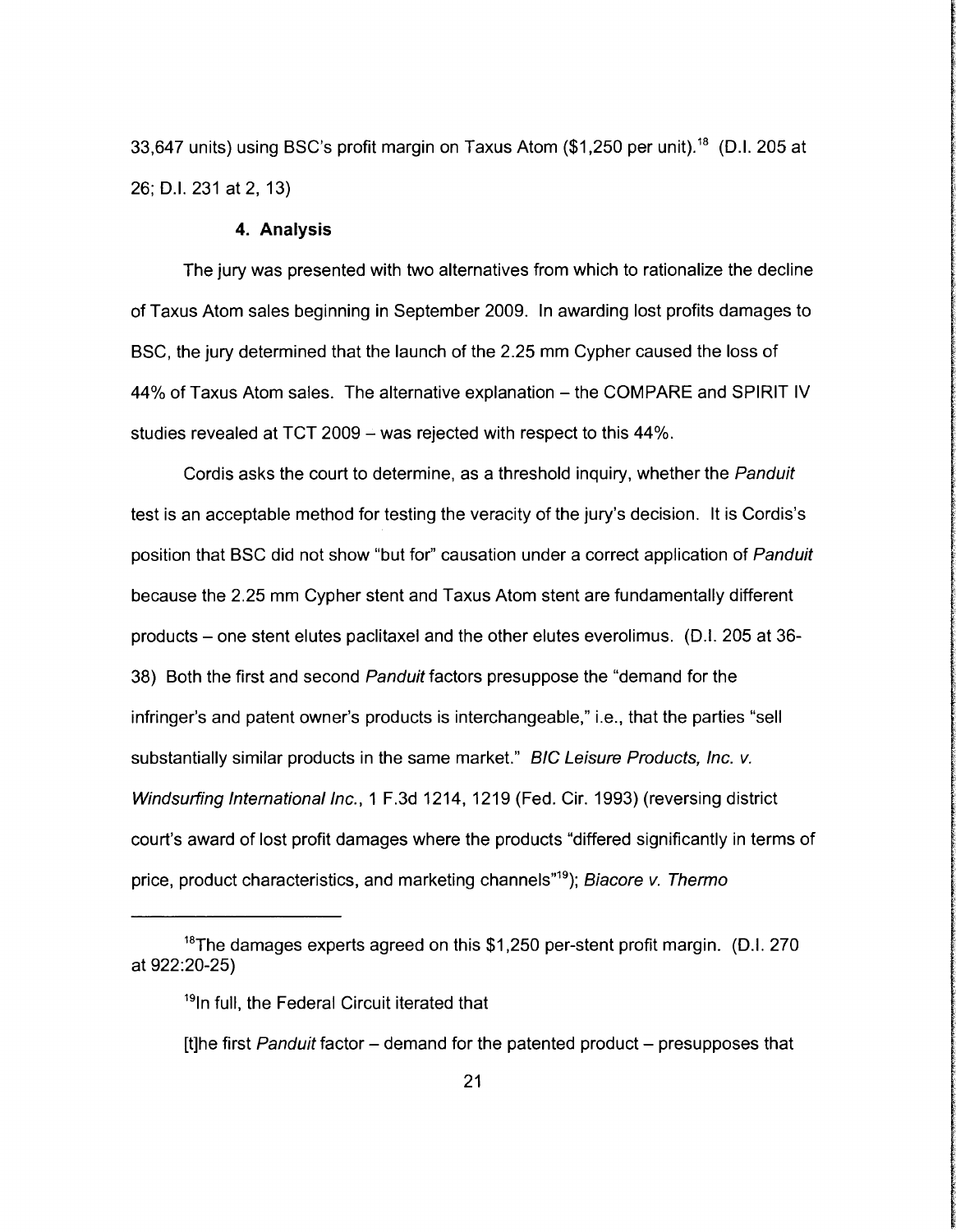33,647 units) using BSC's profit margin on Taxus Atom ($1,250 per unit).[18] (D.I. 205 at 26; D.I. 231 at 2, 13)

#### 4. Analysis

The jury was presented with two alternatives from which to rationalize the decline of Taxus Atom sales beginning in September 2009. In awarding lost profits damages to BSC, the jury determined that the launch of the 2.25 mm Cypher caused the loss of 44% of Taxus Atom sales. The alternative explanation – the COMPARE and SPIRIT IV studies revealed at TCT 2009 – was rejected with respect to this 44%.

Cordis asks the court to determine, as a threshold inquiry, whether the *Panduit* test is an acceptable method for testing the veracity of the jury's decision. It is Cordis's position that BSC did not show "but for" causation under a correct application of *Panduit* because the 2.25 mm Cypher stent and Taxus Atom stent are fundamentally different products – one stent elutes paclitaxel and the other elutes everolimus. (D.I. 205 at 36-38) Both the first and second *Panduit* factors presuppose the "demand for the infringer's and patent owner's products is interchangeable," i.e., that the parties "sell substantially similar products in the same market." *BIC Leisure Products, Inc. v. Windsurfing International Inc.*, 1 F.3d 1214, 1219 (Fed. Cir. 1993) (reversing district court's award of lost profit damages where the products "differed significantly in terms of price, product characteristics, and marketing channels"[19]); *Biacore v. Thermo*

---

[18] The damages experts agreed on this $1,250 per-stent profit margin. (D.I. 270 at 922:20-25)

[19] In full, the Federal Circuit iterated that

[t]he first *Panduit* factor – demand for the patented product – presupposes that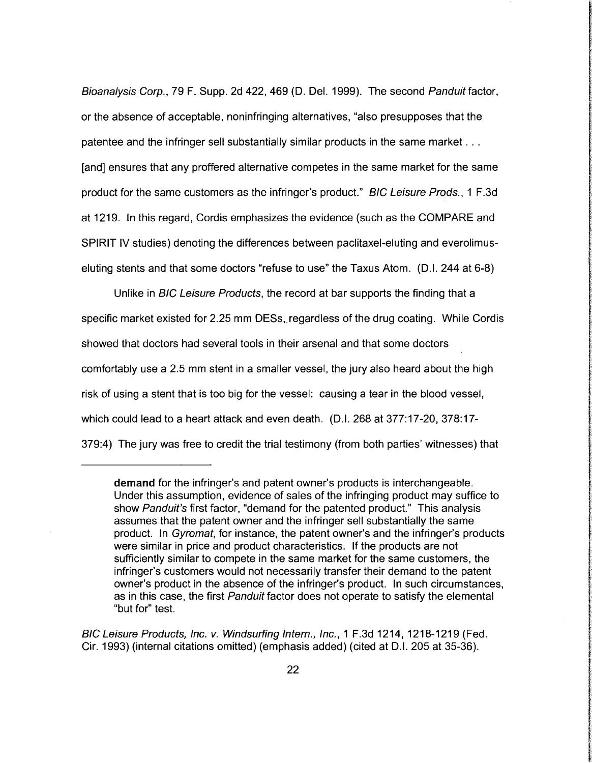*Bioanalysis Corp.*, 79 F. Supp. 2d 422, 469 (D. Del. 1999). The second *Panduit* factor, or the absence of acceptable, noninfringing alternatives, "also presupposes that the patentee and the infringer sell substantially similar products in the same market . . . [and] ensures that any proffered alternative competes in the same market for the same product for the same customers as the infringer's product." *BIC Leisure Prods.*, 1 F.3d at 1219. In this regard, Cordis emphasizes the evidence (such as the COMPARE and SPIRIT IV studies) denoting the differences between paclitaxel-eluting and everolimus-eluting stents and that some doctors "refuse to use" the Taxus Atom. (D.I. 244 at 6-8)

Unlike in *BIC Leisure Products*, the record at bar supports the finding that a specific market existed for 2.25 mm DESs, regardless of the drug coating. While Cordis showed that doctors had several tools in their arsenal and that some doctors comfortably use a 2.5 mm stent in a smaller vessel, the jury also heard about the high risk of using a stent that is too big for the vessel: causing a tear in the blood vessel, which could lead to a heart attack and even death. (D.I. 268 at 377:17-20, 378:17-379:4) The jury was free to credit the trial testimony (from both parties' witnesses) that

---

> **demand** for the infringer's and patent owner's products is interchangeable. Under this assumption, evidence of sales of the infringing product may suffice to show *Panduit's* first factor, "demand for the patented product." This analysis assumes that the patent owner and the infringer sell substantially the same product. In *Gyromat*, for instance, the patent owner's and the infringer's products were similar in price and product characteristics. If the products are not sufficiently similar to compete in the same market for the same customers, the infringer's customers would not necessarily transfer their demand to the patent owner's product in the absence of the infringer's product. In such circumstances, as in this case, the first *Panduit* factor does not operate to satisfy the elemental "but for" test.

*BIC Leisure Products, Inc. v. Windsurfing Intern., Inc.*, 1 F.3d 1214, 1218-1219 (Fed. Cir. 1993) (internal citations omitted) (emphasis added) (cited at D.I. 205 at 35-36).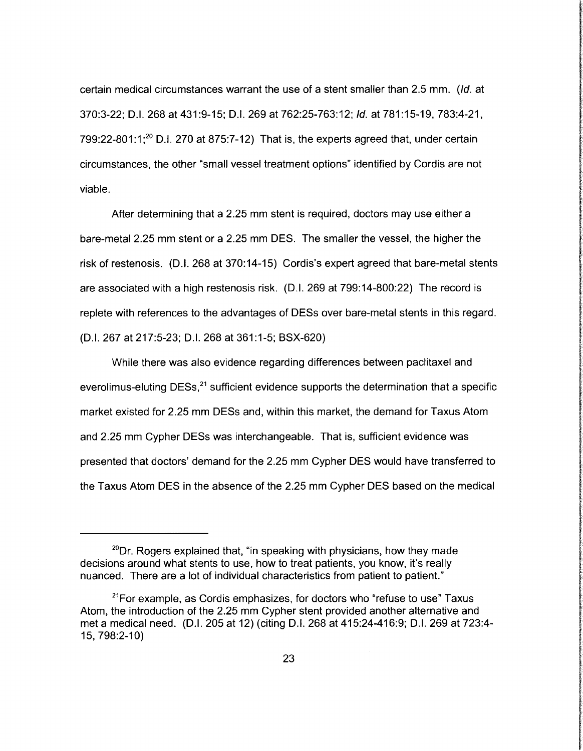certain medical circumstances warrant the use of a stent smaller than 2.5 mm. (*Id.* at 370:3-22; D.I. 268 at 431:9-15; D.I. 269 at 762:25-763:12; *Id.* at 781:15-19, 783:4-21, 799:22-801:1;[20] D.I. 270 at 875:7-12) That is, the experts agreed that, under certain circumstances, the other "small vessel treatment options" identified by Cordis are not viable.

After determining that a 2.25 mm stent is required, doctors may use either a bare-metal 2.25 mm stent or a 2.25 mm DES. The smaller the vessel, the higher the risk of restenosis. (D.I. 268 at 370:14-15) Cordis's expert agreed that bare-metal stents are associated with a high restenosis risk. (D.I. 269 at 799:14-800:22) The record is replete with references to the advantages of DESs over bare-metal stents in this regard. (D.I. 267 at 217:5-23; D.I. 268 at 361:1-5; BSX-620)

While there was also evidence regarding differences between paclitaxel and everolimus-eluting DESs,[21] sufficient evidence supports the determination that a specific market existed for 2.25 mm DESs and, within this market, the demand for Taxus Atom and 2.25 mm Cypher DESs was interchangeable. That is, sufficient evidence was presented that doctors' demand for the 2.25 mm Cypher DES would have transferred to the Taxus Atom DES in the absence of the 2.25 mm Cypher DES based on the medical

---

[20] Dr. Rogers explained that, "in speaking with physicians, how they made decisions around what stents to use, how to treat patients, you know, it's really nuanced. There are a lot of individual characteristics from patient to patient."

[21] For example, as Cordis emphasizes, for doctors who "refuse to use" Taxus Atom, the introduction of the 2.25 mm Cypher stent provided another alternative and met a medical need. (D.I. 205 at 12) (citing D.I. 268 at 415:24-416:9; D.I. 269 at 723:4-15, 798:2-10)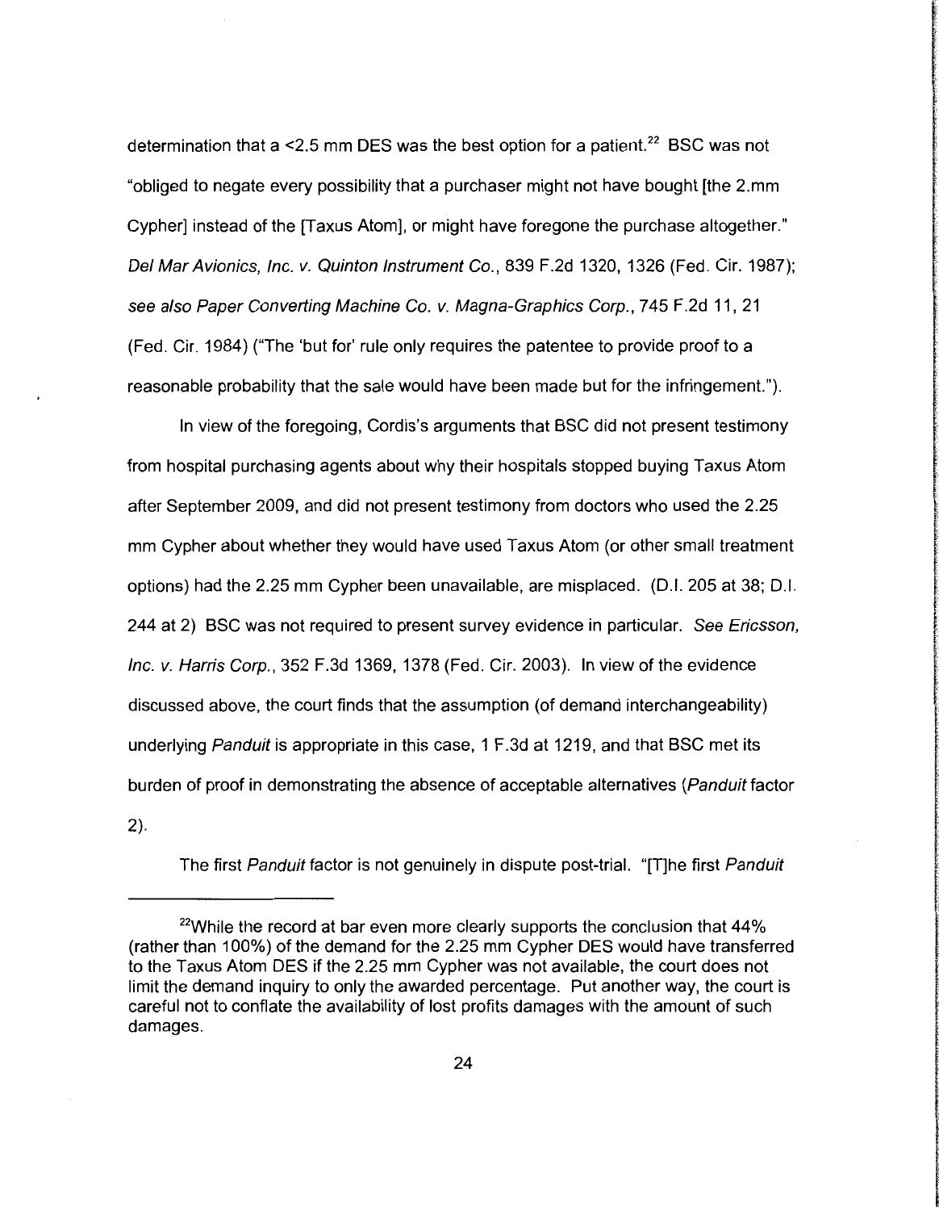determination that a <2.5 mm DES was the best option for a patient.[22] BSC was not "obliged to negate every possibility that a purchaser might not have bought [the 2.mm Cypher] instead of the [Taxus Atom], or might have foregone the purchase altogether." *Del Mar Avionics, Inc. v. Quinton Instrument Co.*, 839 F.2d 1320, 1326 (Fed. Cir. 1987); *see also Paper Converting Machine Co. v. Magna-Graphics Corp.*, 745 F.2d 11, 21 (Fed. Cir. 1984) ("The 'but for' rule only requires the patentee to provide proof to a reasonable probability that the sale would have been made but for the infringement.").

In view of the foregoing, Cordis's arguments that BSC did not present testimony from hospital purchasing agents about why their hospitals stopped buying Taxus Atom after September 2009, and did not present testimony from doctors who used the 2.25 mm Cypher about whether they would have used Taxus Atom (or other small treatment options) had the 2.25 mm Cypher been unavailable, are misplaced. (D.I. 205 at 38; D.I. 244 at 2) BSC was not required to present survey evidence in particular. *See Ericsson, Inc. v. Harris Corp.*, 352 F.3d 1369, 1378 (Fed. Cir. 2003). In view of the evidence discussed above, the court finds that the assumption (of demand interchangeability) underlying *Panduit* is appropriate in this case, 1 F.3d at 1219, and that BSC met its burden of proof in demonstrating the absence of acceptable alternatives (*Panduit* factor 2).

The first *Panduit* factor is not genuinely in dispute post-trial. "[T]he first *Panduit*

---

[22]While the record at bar even more clearly supports the conclusion that 44% (rather than 100%) of the demand for the 2.25 mm Cypher DES would have transferred to the Taxus Atom DES if the 2.25 mm Cypher was not available, the court does not limit the demand inquiry to only the awarded percentage. Put another way, the court is careful not to conflate the availability of lost profits damages with the amount of such damages.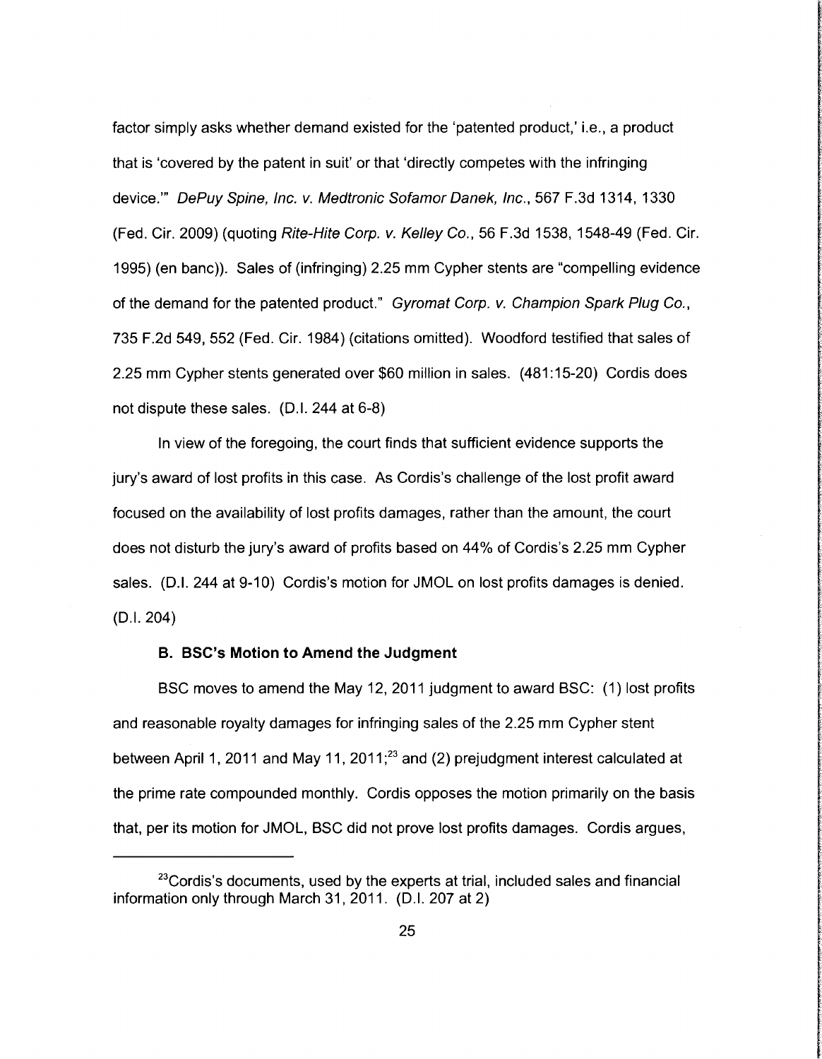factor simply asks whether demand existed for the 'patented product,' i.e., a product that is 'covered by the patent in suit' or that 'directly competes with the infringing device.'" *DePuy Spine, Inc. v. Medtronic Sofamor Danek, Inc.*, 567 F.3d 1314, 1330 (Fed. Cir. 2009) (quoting *Rite-Hite Corp. v. Kelley Co.*, 56 F.3d 1538, 1548-49 (Fed. Cir. 1995) (en banc)). Sales of (infringing) 2.25 mm Cypher stents are "compelling evidence of the demand for the patented product." *Gyromat Corp. v. Champion Spark Plug Co.*, 735 F.2d 549, 552 (Fed. Cir. 1984) (citations omitted). Woodford testified that sales of 2.25 mm Cypher stents generated over $60 million in sales. (481:15-20) Cordis does not dispute these sales. (D.I. 244 at 6-8)

In view of the foregoing, the court finds that sufficient evidence supports the jury's award of lost profits in this case. As Cordis's challenge of the lost profit award focused on the availability of lost profits damages, rather than the amount, the court does not disturb the jury's award of profits based on 44% of Cordis's 2.25 mm Cypher sales. (D.I. 244 at 9-10) Cordis's motion for JMOL on lost profits damages is denied. (D.I. 204)

**B. BSC's Motion to Amend the Judgment**

BSC moves to amend the May 12, 2011 judgment to award BSC: (1) lost profits and reasonable royalty damages for infringing sales of the 2.25 mm Cypher stent between April 1, 2011 and May 11, 2011;[23] and (2) prejudgment interest calculated at the prime rate compounded monthly. Cordis opposes the motion primarily on the basis that, per its motion for JMOL, BSC did not prove lost profits damages. Cordis argues,

---

[23]Cordis's documents, used by the experts at trial, included sales and financial information only through March 31, 2011. (D.I. 207 at 2)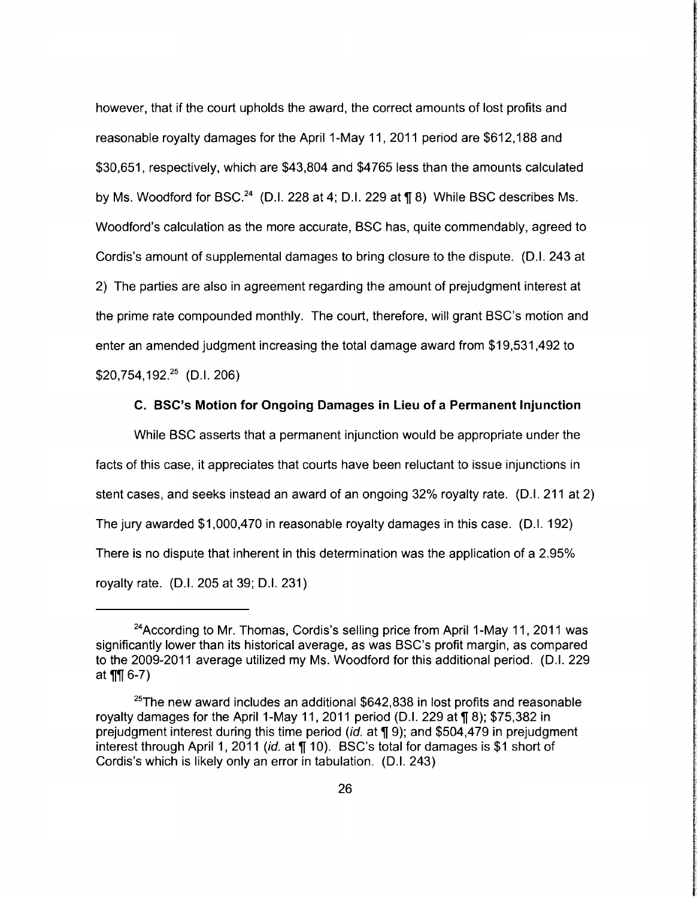however, that if the court upholds the award, the correct amounts of lost profits and reasonable royalty damages for the April 1-May 11, 2011 period are $612,188 and $30,651, respectively, which are $43,804 and $4765 less than the amounts calculated by Ms. Woodford for BSC.[24] (D.I. 228 at 4; D.I. 229 at ¶ 8) While BSC describes Ms. Woodford's calculation as the more accurate, BSC has, quite commendably, agreed to Cordis's amount of supplemental damages to bring closure to the dispute. (D.I. 243 at 2) The parties are also in agreement regarding the amount of prejudgment interest at the prime rate compounded monthly. The court, therefore, will grant BSC's motion and enter an amended judgment increasing the total damage award from $19,531,492 to $20,754,192.[25] (D.I. 206)

**C. BSC's Motion for Ongoing Damages in Lieu of a Permanent Injunction**

While BSC asserts that a permanent injunction would be appropriate under the facts of this case, it appreciates that courts have been reluctant to issue injunctions in stent cases, and seeks instead an award of an ongoing 32% royalty rate. (D.I. 211 at 2) The jury awarded $1,000,470 in reasonable royalty damages in this case. (D.I. 192) There is no dispute that inherent in this determination was the application of a 2.95% royalty rate. (D.I. 205 at 39; D.I. 231)

---

[24]According to Mr. Thomas, Cordis's selling price from April 1-May 11, 2011 was significantly lower than its historical average, as was BSC's profit margin, as compared to the 2009-2011 average utilized my Ms. Woodford for this additional period. (D.I. 229 at ¶¶ 6-7)

[25]The new award includes an additional $642,838 in lost profits and reasonable royalty damages for the April 1-May 11, 2011 period (D.I. 229 at ¶ 8); $75,382 in prejudgment interest during this time period (*id.* at ¶ 9); and $504,479 in prejudgment interest through April 1, 2011 (*id.* at ¶ 10). BSC's total for damages is $1 short of Cordis's which is likely only an error in tabulation. (D.I. 243)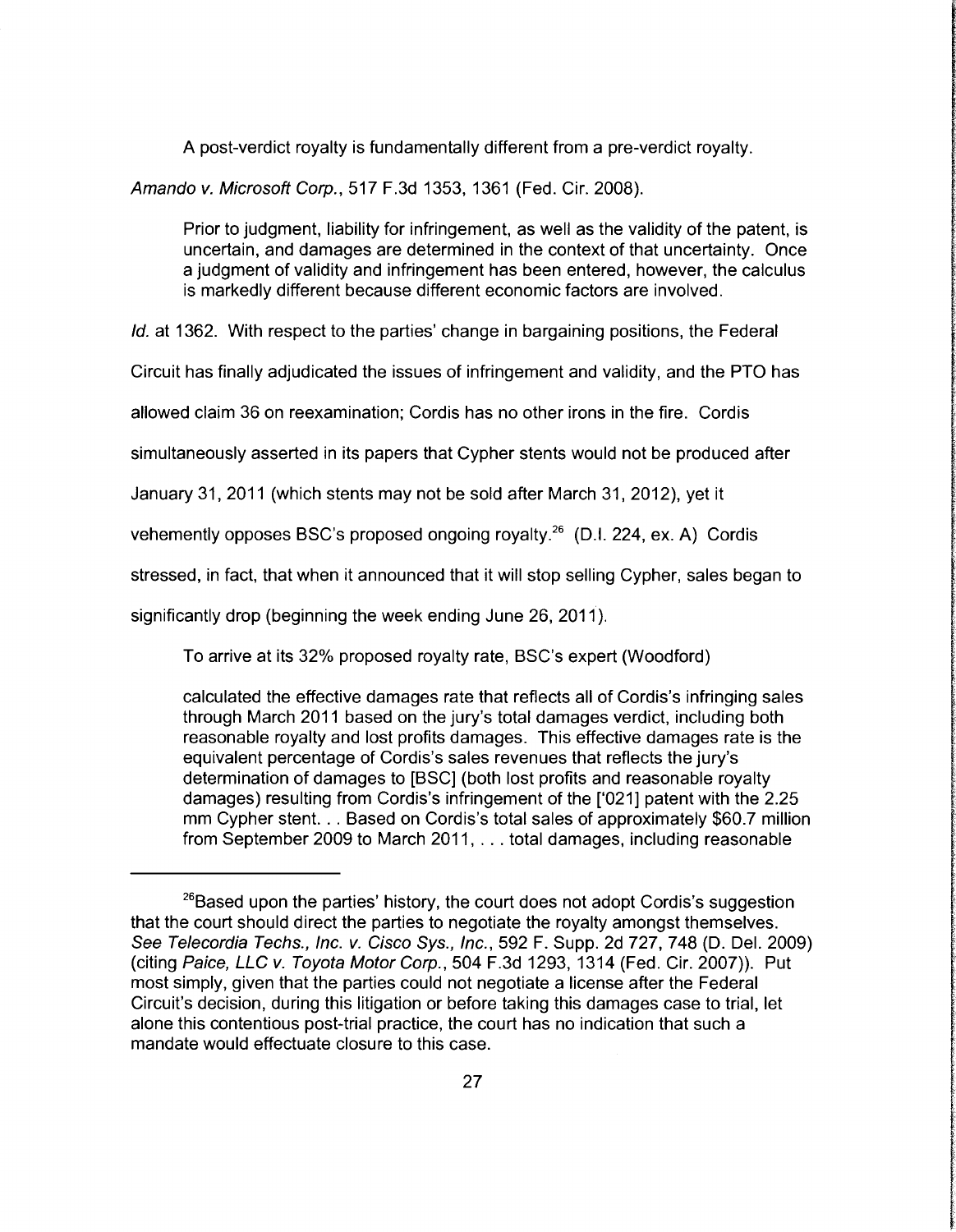A post-verdict royalty is fundamentally different from a pre-verdict royalty.

*Amando v. Microsoft Corp.*, 517 F.3d 1353, 1361 (Fed. Cir. 2008).

> Prior to judgment, liability for infringement, as well as the validity of the patent, is uncertain, and damages are determined in the context of that uncertainty. Once a judgment of validity and infringement has been entered, however, the calculus is markedly different because different economic factors are involved.

*Id.* at 1362. With respect to the parties' change in bargaining positions, the Federal Circuit has finally adjudicated the issues of infringement and validity, and the PTO has allowed claim 36 on reexamination; Cordis has no other irons in the fire. Cordis simultaneously asserted in its papers that Cypher stents would not be produced after January 31, 2011 (which stents may not be sold after March 31, 2012), yet it vehemently opposes BSC's proposed ongoing royalty.[26] (D.I. 224, ex. A) Cordis stressed, in fact, that when it announced that it will stop selling Cypher, sales began to significantly drop (beginning the week ending June 26, 2011).

To arrive at its 32% proposed royalty rate, BSC's expert (Woodford)

> calculated the effective damages rate that reflects all of Cordis's infringing sales through March 2011 based on the jury's total damages verdict, including both reasonable royalty and lost profits damages. This effective damages rate is the equivalent percentage of Cordis's sales revenues that reflects the jury's determination of damages to [BSC] (both lost profits and reasonable royalty damages) resulting from Cordis's infringement of the ['021] patent with the 2.25 mm Cypher stent. . . Based on Cordis's total sales of approximately $60.7 million from September 2009 to March 2011, . . . total damages, including reasonable

[26]Based upon the parties' history, the court does not adopt Cordis's suggestion that the court should direct the parties to negotiate the royalty amongst themselves. *See Telecordia Techs., Inc. v. Cisco Sys., Inc.*, 592 F. Supp. 2d 727, 748 (D. Del. 2009) (citing *Paice, LLC v. Toyota Motor Corp.*, 504 F.3d 1293, 1314 (Fed. Cir. 2007)). Put most simply, given that the parties could not negotiate a license after the Federal Circuit's decision, during this litigation or before taking this damages case to trial, let alone this contentious post-trial practice, the court has no indication that such a mandate would effectuate closure to this case.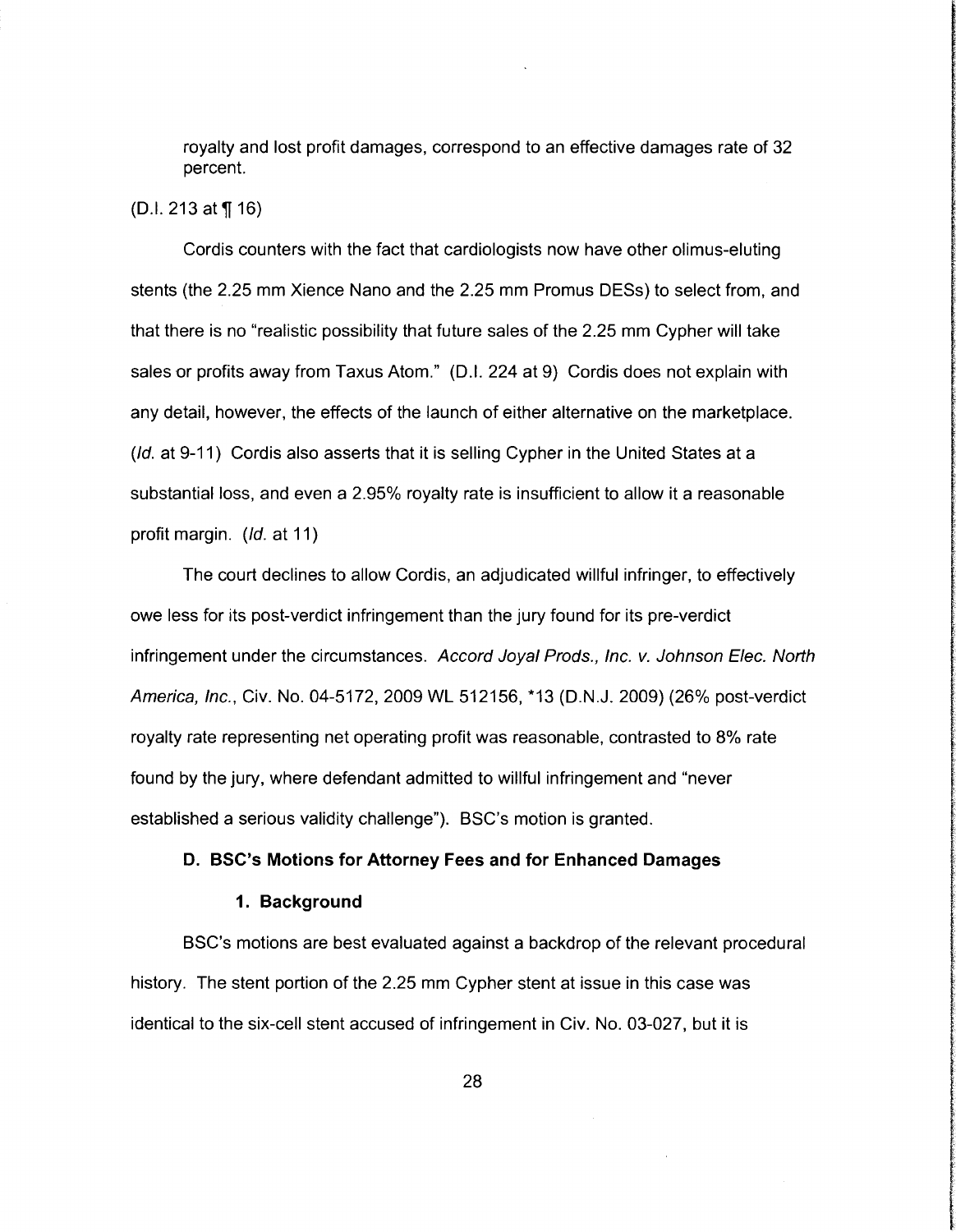royalty and lost profit damages, correspond to an effective damages rate of 32 percent.

(D.I. 213 at ¶ 16)

Cordis counters with the fact that cardiologists now have other olimus-eluting stents (the 2.25 mm Xience Nano and the 2.25 mm Promus DESs) to select from, and that there is no "realistic possibility that future sales of the 2.25 mm Cypher will take sales or profits away from Taxus Atom." (D.I. 224 at 9) Cordis does not explain with any detail, however, the effects of the launch of either alternative on the marketplace. (*Id.* at 9-11) Cordis also asserts that it is selling Cypher in the United States at a substantial loss, and even a 2.95% royalty rate is insufficient to allow it a reasonable profit margin. (*Id.* at 11)

The court declines to allow Cordis, an adjudicated willful infringer, to effectively owe less for its post-verdict infringement than the jury found for its pre-verdict infringement under the circumstances. *Accord Joyal Prods., Inc. v. Johnson Elec. North America, Inc.*, Civ. No. 04-5172, 2009 WL 512156, *13 (D.N.J. 2009) (26% post-verdict royalty rate representing net operating profit was reasonable, contrasted to 8% rate found by the jury, where defendant admitted to willful infringement and "never established a serious validity challenge"). BSC's motion is granted.

### D. BSC's Motions for Attorney Fees and for Enhanced Damages

#### 1. Background

BSC's motions are best evaluated against a backdrop of the relevant procedural history. The stent portion of the 2.25 mm Cypher stent at issue in this case was identical to the six-cell stent accused of infringement in Civ. No. 03-027, but it is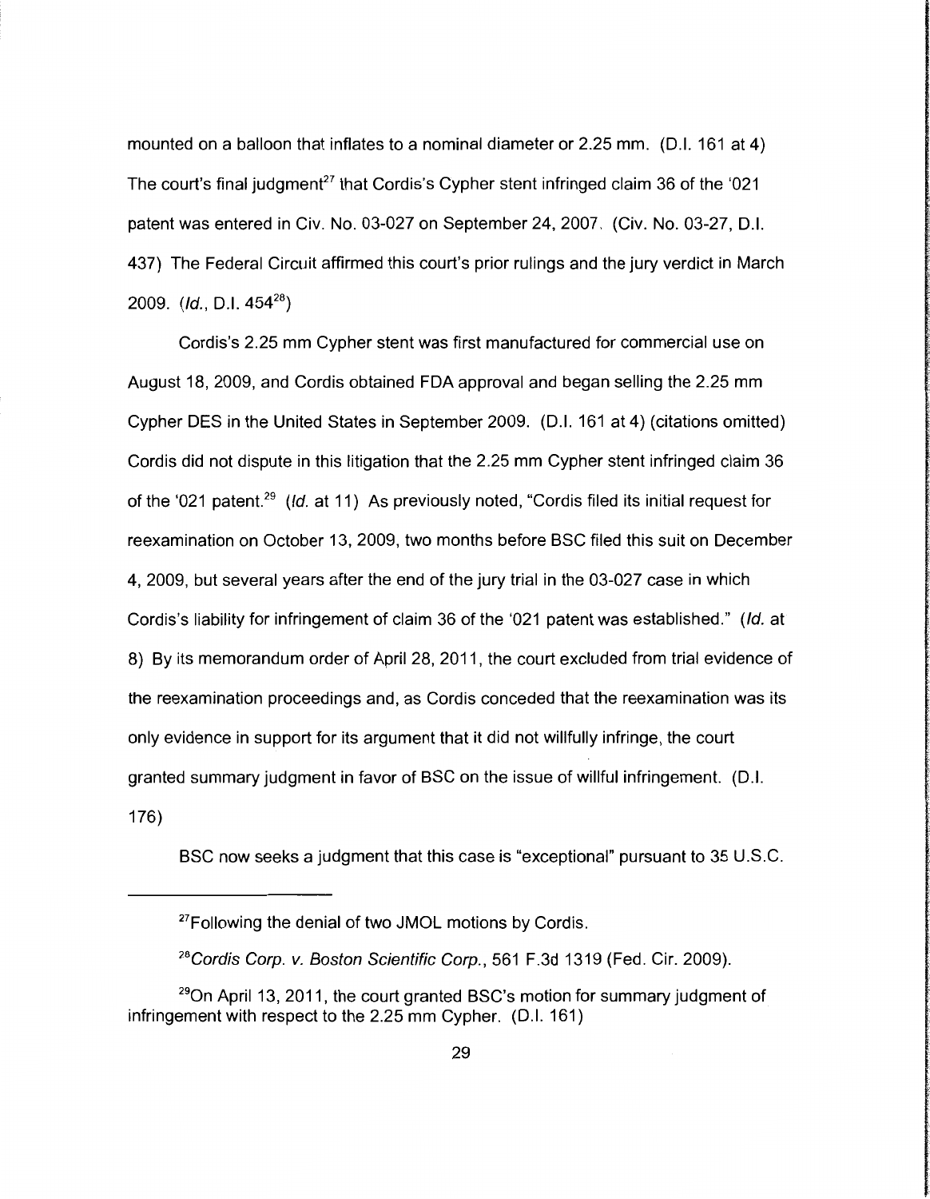mounted on a balloon that inflates to a nominal diameter or 2.25 mm. (D.I. 161 at 4) The court's final judgment[27] that Cordis's Cypher stent infringed claim 36 of the '021 patent was entered in Civ. No. 03-027 on September 24, 2007. (Civ. No. 03-27, D.I. 437) The Federal Circuit affirmed this court's prior rulings and the jury verdict in March 2009. (*Id.*, D.I. 454[28])

Cordis's 2.25 mm Cypher stent was first manufactured for commercial use on August 18, 2009, and Cordis obtained FDA approval and began selling the 2.25 mm Cypher DES in the United States in September 2009. (D.I. 161 at 4) (citations omitted) Cordis did not dispute in this litigation that the 2.25 mm Cypher stent infringed claim 36 of the '021 patent.[29] (*Id.* at 11) As previously noted, "Cordis filed its initial request for reexamination on October 13, 2009, two months before BSC filed this suit on December 4, 2009, but several years after the end of the jury trial in the 03-027 case in which Cordis's liability for infringement of claim 36 of the '021 patent was established." (*Id.* at 8) By its memorandum order of April 28, 2011, the court excluded from trial evidence of the reexamination proceedings and, as Cordis conceded that the reexamination was its only evidence in support for its argument that it did not willfully infringe, the court granted summary judgment in favor of BSC on the issue of willful infringement. (D.I. 176)

BSC now seeks a judgment that this case is "exceptional" pursuant to 35 U.S.C.

---

[27] Following the denial of two JMOL motions by Cordis.

[28] *Cordis Corp. v. Boston Scientific Corp.*, 561 F.3d 1319 (Fed. Cir. 2009).

[29] On April 13, 2011, the court granted BSC's motion for summary judgment of infringement with respect to the 2.25 mm Cypher. (D.I. 161)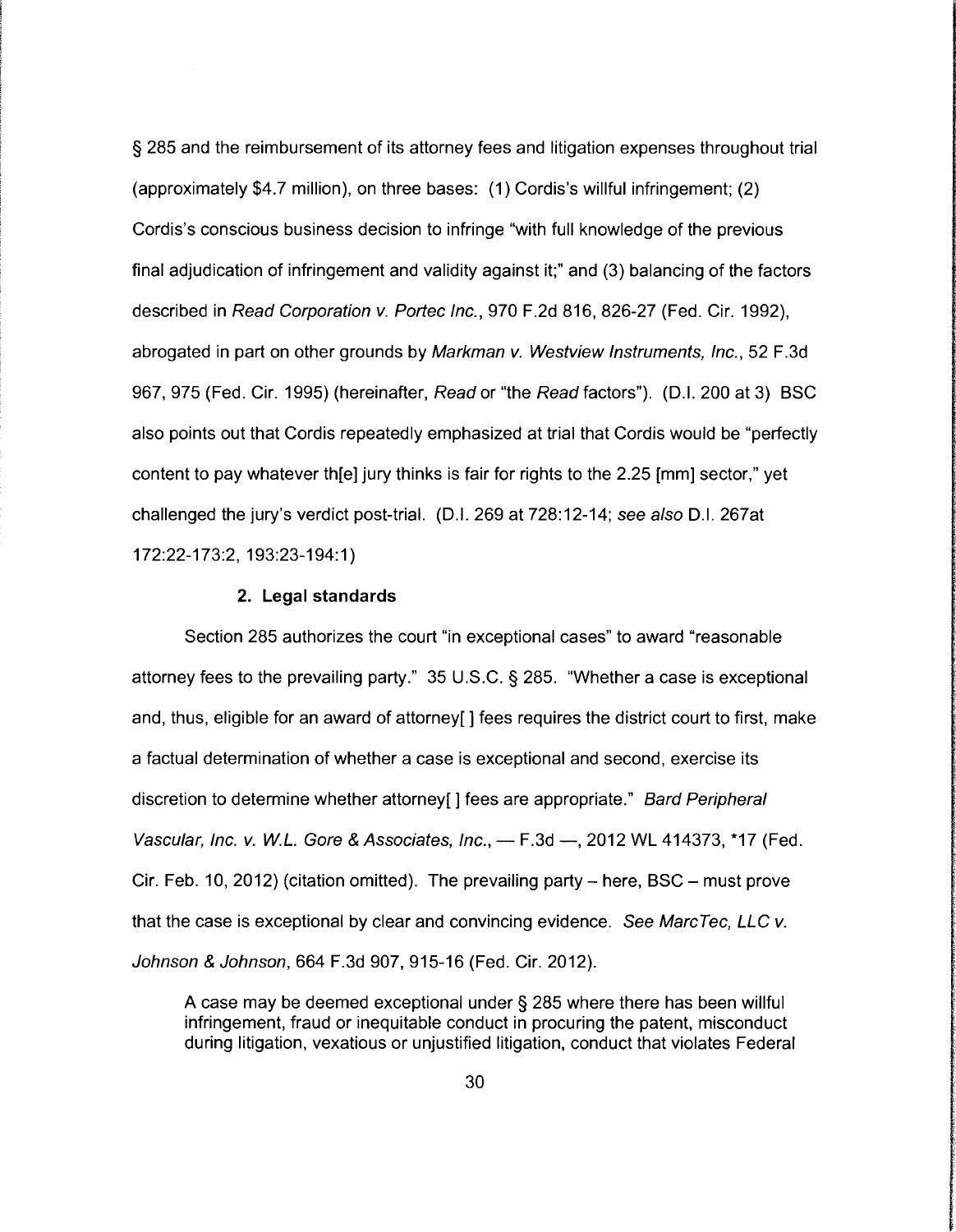§ 285 and the reimbursement of its attorney fees and litigation expenses throughout trial (approximately $4.7 million), on three bases: (1) Cordis's willful infringement; (2) Cordis's conscious business decision to infringe "with full knowledge of the previous final adjudication of infringement and validity against it;" and (3) balancing of the factors described in *Read Corporation v. Portec Inc.*, 970 F.2d 816, 826-27 (Fed. Cir. 1992), abrogated in part on other grounds by *Markman v. Westview Instruments, Inc.*, 52 F.3d 967, 975 (Fed. Cir. 1995) (hereinafter, *Read* or "the *Read* factors"). (D.I. 200 at 3) BSC also points out that Cordis repeatedly emphasized at trial that Cordis would be "perfectly content to pay whatever th[e] jury thinks is fair for rights to the 2.25 [mm] sector," yet challenged the jury's verdict post-trial. (D.I. 269 at 728:12-14; *see also* D.I. 267at 172:22-173:2, 193:23-194:1)

**2. Legal standards**

Section 285 authorizes the court "in exceptional cases" to award "reasonable attorney fees to the prevailing party." 35 U.S.C. § 285. "Whether a case is exceptional and, thus, eligible for an award of attorney[ ] fees requires the district court to first, make a factual determination of whether a case is exceptional and second, exercise its discretion to determine whether attorney[ ] fees are appropriate." *Bard Peripheral Vascular, Inc. v. W.L. Gore & Associates, Inc.*, — F.3d —, 2012 WL 414373, *17 (Fed. Cir. Feb. 10, 2012) (citation omitted). The prevailing party – here, BSC – must prove that the case is exceptional by clear and convincing evidence. *See MarcTec, LLC v. Johnson & Johnson*, 664 F.3d 907, 915-16 (Fed. Cir. 2012).

> A case may be deemed exceptional under § 285 where there has been willful infringement, fraud or inequitable conduct in procuring the patent, misconduct during litigation, vexatious or unjustified litigation, conduct that violates Federal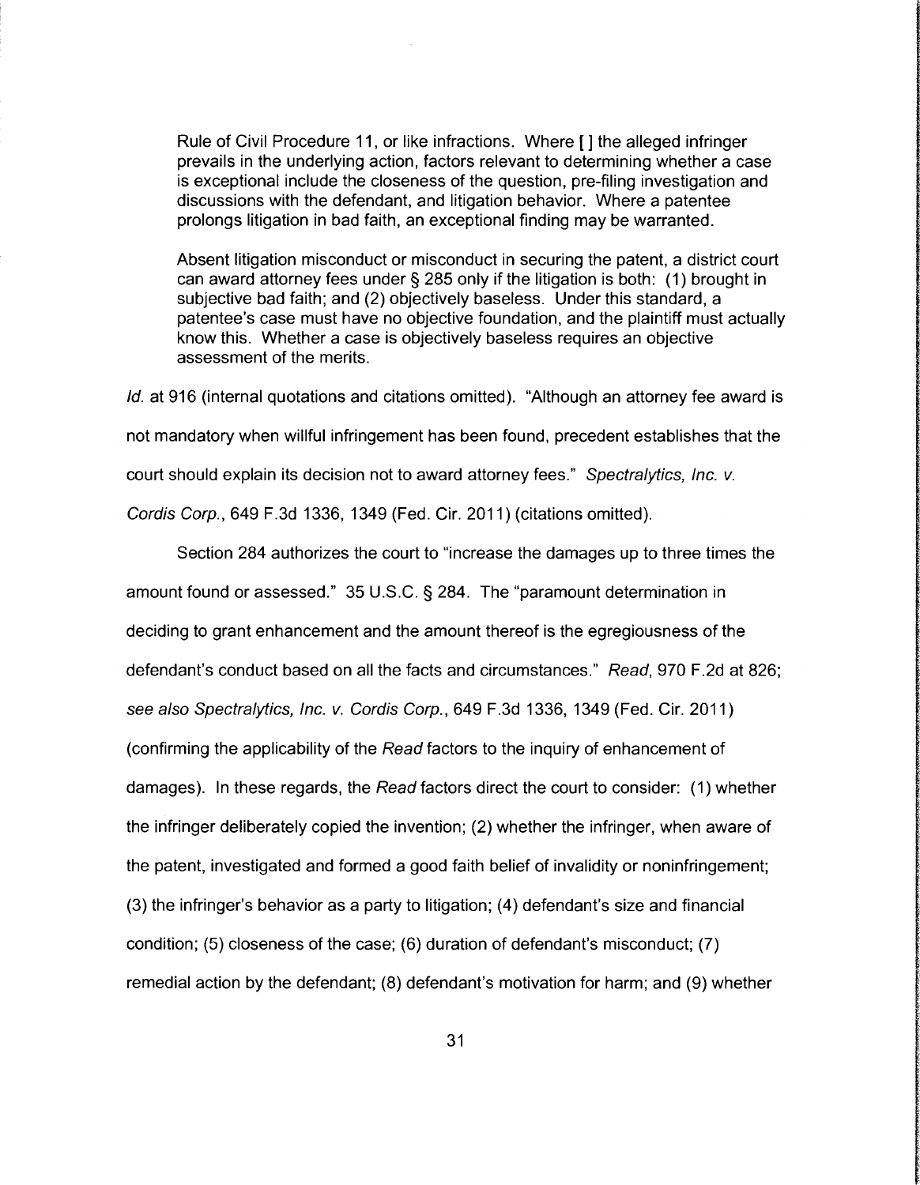> Rule of Civil Procedure 11, or like infractions. Where [ ] the alleged infringer prevails in the underlying action, factors relevant to determining whether a case is exceptional include the closeness of the question, pre-filing investigation and discussions with the defendant, and litigation behavior. Where a patentee prolongs litigation in bad faith, an exceptional finding may be warranted.
>
> Absent litigation misconduct or misconduct in securing the patent, a district court can award attorney fees under § 285 only if the litigation is both: (1) brought in subjective bad faith; and (2) objectively baseless. Under this standard, a patentee's case must have no objective foundation, and the plaintiff must actually know this. Whether a case is objectively baseless requires an objective assessment of the merits.

*Id.* at 916 (internal quotations and citations omitted). "Although an attorney fee award is not mandatory when willful infringement has been found, precedent establishes that the court should explain its decision not to award attorney fees." *Spectralytics, Inc. v. Cordis Corp.*, 649 F.3d 1336, 1349 (Fed. Cir. 2011) (citations omitted).

Section 284 authorizes the court to "increase the damages up to three times the amount found or assessed." 35 U.S.C. § 284. The "paramount determination in deciding to grant enhancement and the amount thereof is the egregiousness of the defendant's conduct based on all the facts and circumstances." *Read*, 970 F.2d at 826; *see also Spectralytics, Inc. v. Cordis Corp.*, 649 F.3d 1336, 1349 (Fed. Cir. 2011) (confirming the applicability of the *Read* factors to the inquiry of enhancement of damages). In these regards, the *Read* factors direct the court to consider: (1) whether the infringer deliberately copied the invention; (2) whether the infringer, when aware of the patent, investigated and formed a good faith belief of invalidity or noninfringement; (3) the infringer's behavior as a party to litigation; (4) defendant's size and financial condition; (5) closeness of the case; (6) duration of defendant's misconduct; (7) remedial action by the defendant; (8) defendant's motivation for harm; and (9) whether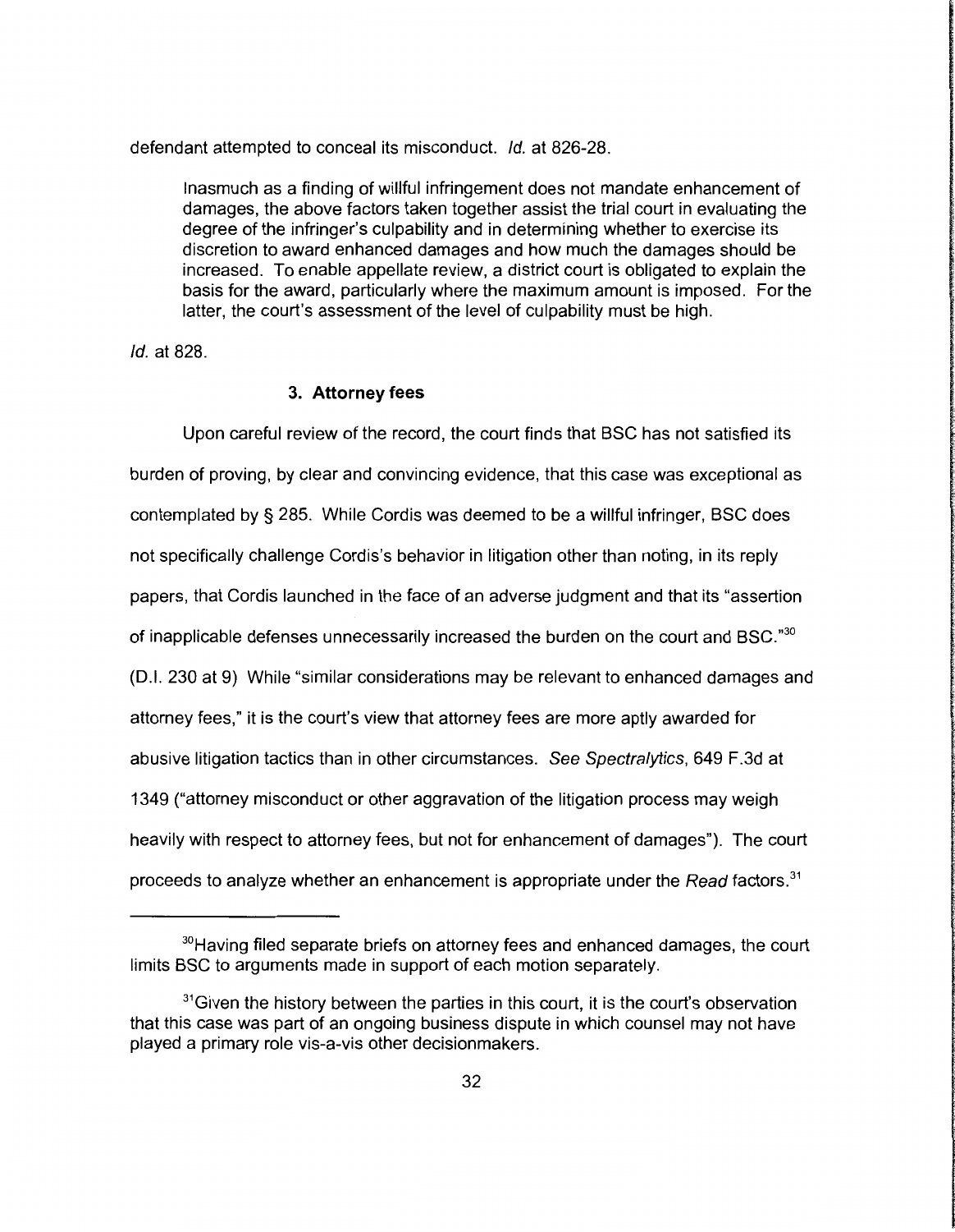defendant attempted to conceal its misconduct. *Id.* at 826-28.

> Inasmuch as a finding of willful infringement does not mandate enhancement of damages, the above factors taken together assist the trial court in evaluating the degree of the infringer's culpability and in determining whether to exercise its discretion to award enhanced damages and how much the damages should be increased. To enable appellate review, a district court is obligated to explain the basis for the award, particularly where the maximum amount is imposed. For the latter, the court's assessment of the level of culpability must be high.

*Id.* at 828.

### 3. Attorney fees

Upon careful review of the record, the court finds that BSC has not satisfied its burden of proving, by clear and convincing evidence, that this case was exceptional as contemplated by § 285. While Cordis was deemed to be a willful infringer, BSC does not specifically challenge Cordis's behavior in litigation other than noting, in its reply papers, that Cordis launched in the face of an adverse judgment and that its "assertion of inapplicable defenses unnecessarily increased the burden on the court and BSC."[30] (D.I. 230 at 9) While "similar considerations may be relevant to enhanced damages and attorney fees," it is the court's view that attorney fees are more aptly awarded for abusive litigation tactics than in other circumstances. *See Spectralytics*, 649 F.3d at 1349 ("attorney misconduct or other aggravation of the litigation process may weigh heavily with respect to attorney fees, but not for enhancement of damages"). The court proceeds to analyze whether an enhancement is appropriate under the *Read* factors.[31]

---

[30] Having filed separate briefs on attorney fees and enhanced damages, the court limits BSC to arguments made in support of each motion separately.

[31] Given the history between the parties in this court, it is the court's observation that this case was part of an ongoing business dispute in which counsel may not have played a primary role vis-a-vis other decisionmakers.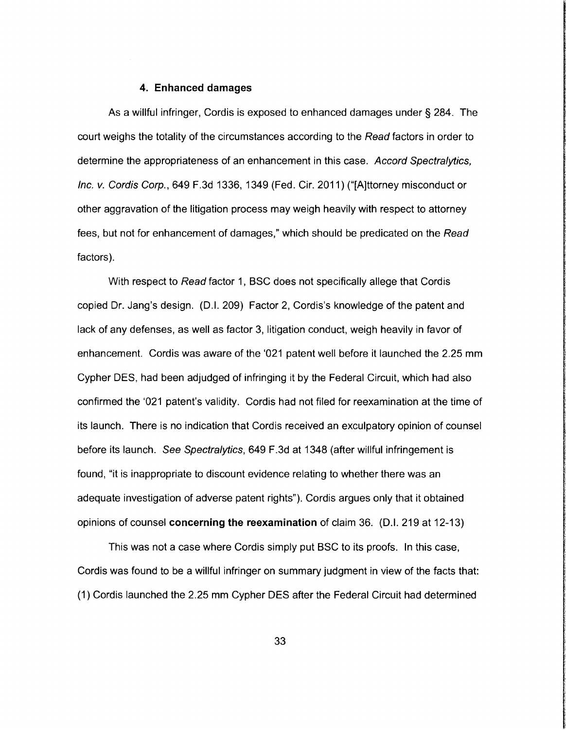### 4. Enhanced damages

As a willful infringer, Cordis is exposed to enhanced damages under § 284. The court weighs the totality of the circumstances according to the *Read* factors in order to determine the appropriateness of an enhancement in this case. *Accord Spectralytics, Inc. v. Cordis Corp.*, 649 F.3d 1336, 1349 (Fed. Cir. 2011) ("[A]ttorney misconduct or other aggravation of the litigation process may weigh heavily with respect to attorney fees, but not for enhancement of damages," which should be predicated on the *Read* factors).

With respect to *Read* factor 1, BSC does not specifically allege that Cordis copied Dr. Jang's design. (D.I. 209) Factor 2, Cordis's knowledge of the patent and lack of any defenses, as well as factor 3, litigation conduct, weigh heavily in favor of enhancement. Cordis was aware of the '021 patent well before it launched the 2.25 mm Cypher DES, had been adjudged of infringing it by the Federal Circuit, which had also confirmed the '021 patent's validity. Cordis had not filed for reexamination at the time of its launch. There is no indication that Cordis received an exculpatory opinion of counsel before its launch. *See Spectralytics*, 649 F.3d at 1348 (after willful infringement is found, "it is inappropriate to discount evidence relating to whether there was an adequate investigation of adverse patent rights"). Cordis argues only that it obtained opinions of counsel **concerning the reexamination** of claim 36. (D.I. 219 at 12-13)

This was not a case where Cordis simply put BSC to its proofs. In this case, Cordis was found to be a willful infringer on summary judgment in view of the facts that: (1) Cordis launched the 2.25 mm Cypher DES after the Federal Circuit had determined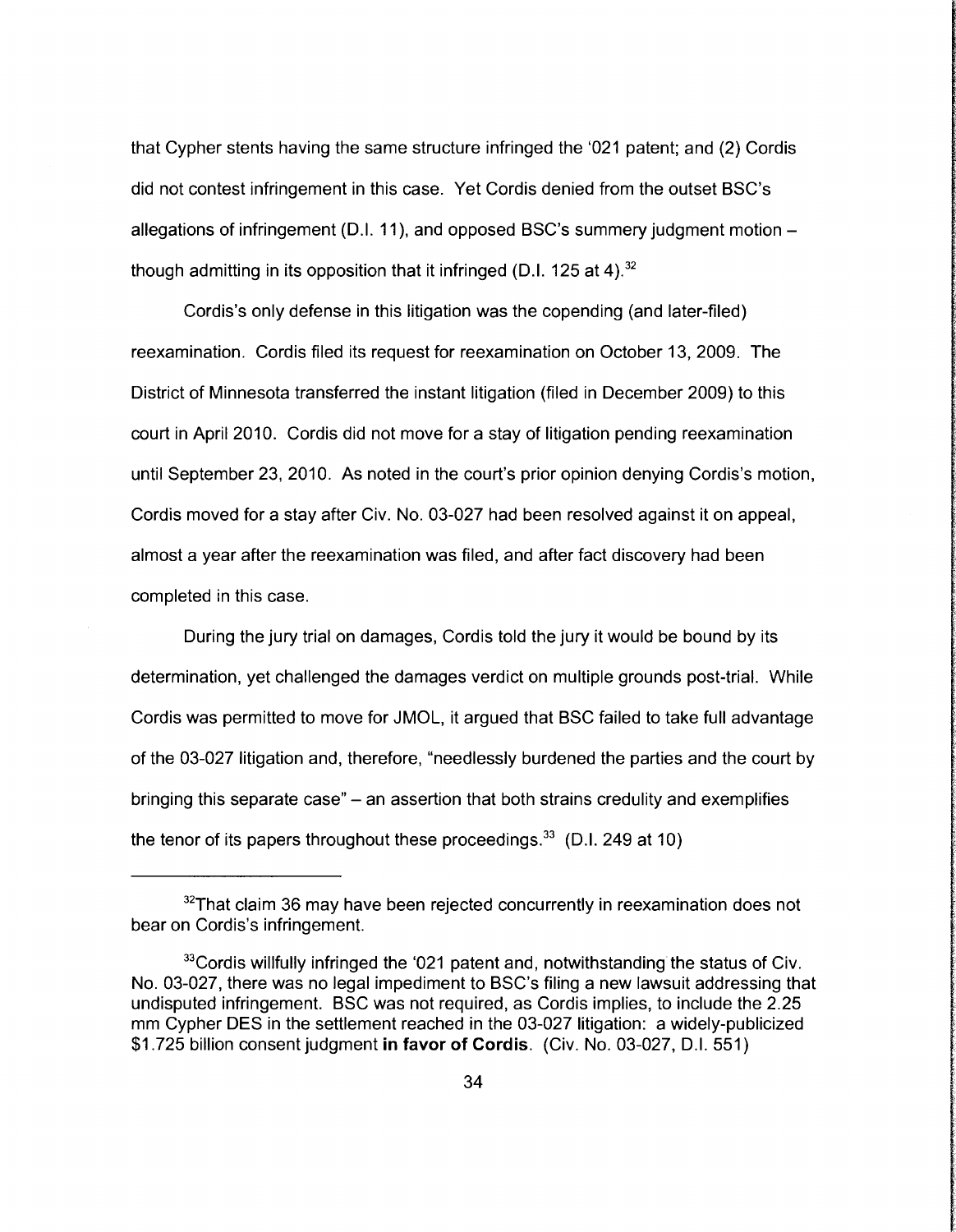that Cypher stents having the same structure infringed the '021 patent; and (2) Cordis did not contest infringement in this case. Yet Cordis denied from the outset BSC's allegations of infringement (D.I. 11), and opposed BSC's summery judgment motion – though admitting in its opposition that it infringed (D.I. 125 at 4).[32]

Cordis's only defense in this litigation was the copending (and later-filed) reexamination. Cordis filed its request for reexamination on October 13, 2009. The District of Minnesota transferred the instant litigation (filed in December 2009) to this court in April 2010. Cordis did not move for a stay of litigation pending reexamination until September 23, 2010. As noted in the court's prior opinion denying Cordis's motion, Cordis moved for a stay after Civ. No. 03-027 had been resolved against it on appeal, almost a year after the reexamination was filed, and after fact discovery had been completed in this case.

During the jury trial on damages, Cordis told the jury it would be bound by its determination, yet challenged the damages verdict on multiple grounds post-trial. While Cordis was permitted to move for JMOL, it argued that BSC failed to take full advantage of the 03-027 litigation and, therefore, "needlessly burdened the parties and the court by bringing this separate case" – an assertion that both strains credulity and exemplifies the tenor of its papers throughout these proceedings.[33] (D.I. 249 at 10)

---

[32]That claim 36 may have been rejected concurrently in reexamination does not bear on Cordis's infringement.

[33]Cordis willfully infringed the '021 patent and, notwithstanding the status of Civ. No. 03-027, there was no legal impediment to BSC's filing a new lawsuit addressing that undisputed infringement. BSC was not required, as Cordis implies, to include the 2.25 mm Cypher DES in the settlement reached in the 03-027 litigation: a widely-publicized $1.725 billion consent judgment **in favor of Cordis**. (Civ. No. 03-027, D.I. 551)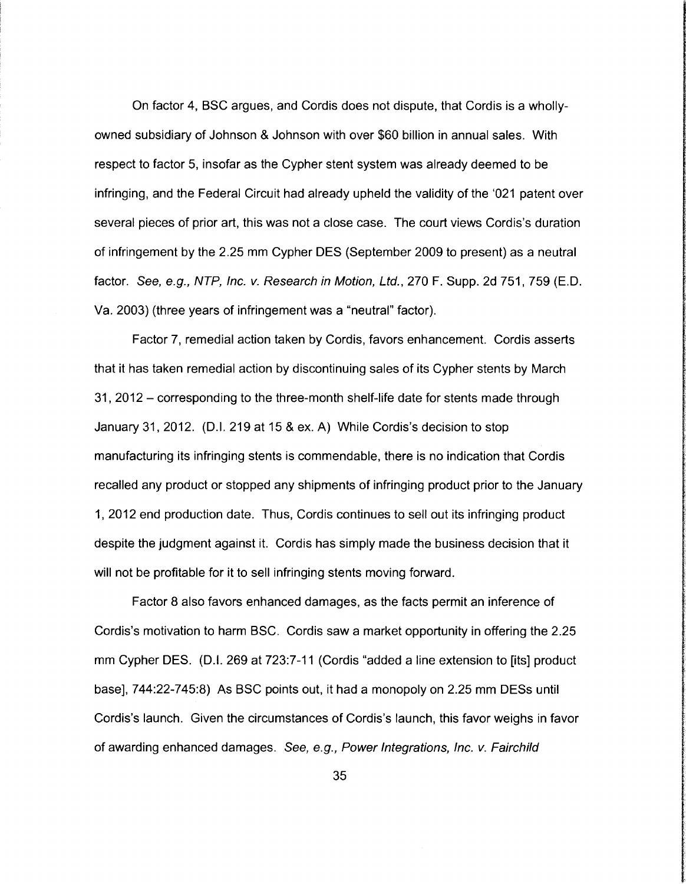On factor 4, BSC argues, and Cordis does not dispute, that Cordis is a wholly-owned subsidiary of Johnson & Johnson with over $60 billion in annual sales. With respect to factor 5, insofar as the Cypher stent system was already deemed to be infringing, and the Federal Circuit had already upheld the validity of the '021 patent over several pieces of prior art, this was not a close case. The court views Cordis's duration of infringement by the 2.25 mm Cypher DES (September 2009 to present) as a neutral factor. *See, e.g., NTP, Inc. v. Research in Motion, Ltd.*, 270 F. Supp. 2d 751, 759 (E.D. Va. 2003) (three years of infringement was a "neutral" factor).

Factor 7, remedial action taken by Cordis, favors enhancement. Cordis asserts that it has taken remedial action by discontinuing sales of its Cypher stents by March 31, 2012 – corresponding to the three-month shelf-life date for stents made through January 31, 2012. (D.I. 219 at 15 & ex. A) While Cordis's decision to stop manufacturing its infringing stents is commendable, there is no indication that Cordis recalled any product or stopped any shipments of infringing product prior to the January 1, 2012 end production date. Thus, Cordis continues to sell out its infringing product despite the judgment against it. Cordis has simply made the business decision that it will not be profitable for it to sell infringing stents moving forward.

Factor 8 also favors enhanced damages, as the facts permit an inference of Cordis's motivation to harm BSC. Cordis saw a market opportunity in offering the 2.25 mm Cypher DES. (D.I. 269 at 723:7-11 (Cordis "added a line extension to [its] product base], 744:22-745:8) As BSC points out, it had a monopoly on 2.25 mm DESs until Cordis's launch. Given the circumstances of Cordis's launch, this favor weighs in favor of awarding enhanced damages. *See, e.g., Power Integrations, Inc. v. Fairchild*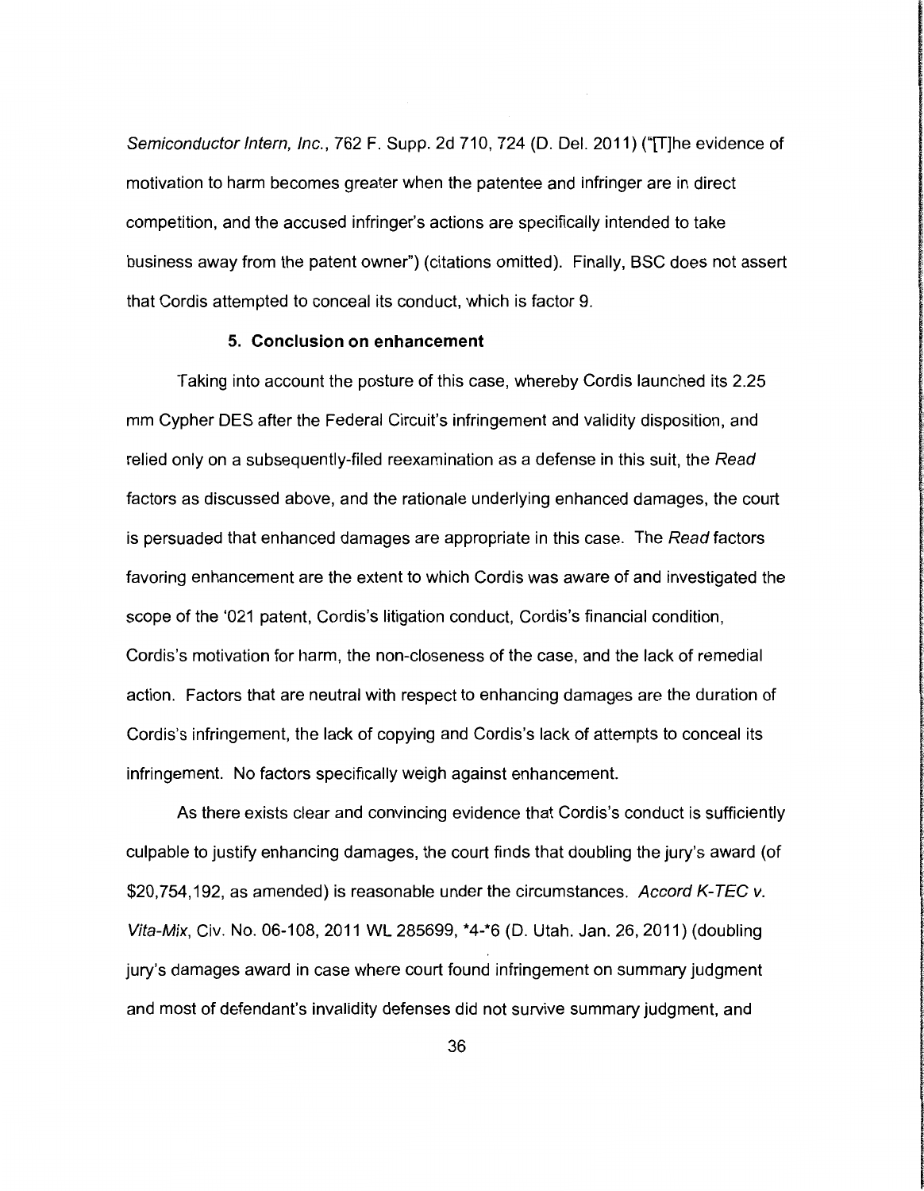*Semiconductor Intern, Inc.*, 762 F. Supp. 2d 710, 724 (D. Del. 2011) ("[T]he evidence of motivation to harm becomes greater when the patentee and infringer are in direct competition, and the accused infringer's actions are specifically intended to take business away from the patent owner") (citations omitted). Finally, BSC does not assert that Cordis attempted to conceal its conduct, which is factor 9.

### 5. Conclusion on enhancement

Taking into account the posture of this case, whereby Cordis launched its 2.25 mm Cypher DES after the Federal Circuit's infringement and validity disposition, and relied only on a subsequently-filed reexamination as a defense in this suit, the *Read* factors as discussed above, and the rationale underlying enhanced damages, the court is persuaded that enhanced damages are appropriate in this case. The *Read* factors favoring enhancement are the extent to which Cordis was aware of and investigated the scope of the '021 patent, Cordis's litigation conduct, Cordis's financial condition, Cordis's motivation for harm, the non-closeness of the case, and the lack of remedial action. Factors that are neutral with respect to enhancing damages are the duration of Cordis's infringement, the lack of copying and Cordis's lack of attempts to conceal its infringement. No factors specifically weigh against enhancement.

As there exists clear and convincing evidence that Cordis's conduct is sufficiently culpable to justify enhancing damages, the court finds that doubling the jury's award (of $20,754,192, as amended) is reasonable under the circumstances. *Accord K-TEC v. Vita-Mix*, Civ. No. 06-108, 2011 WL 285699, *4-*6 (D. Utah. Jan. 26, 2011) (doubling jury's damages award in case where court found infringement on summary judgment and most of defendant's invalidity defenses did not survive summary judgment, and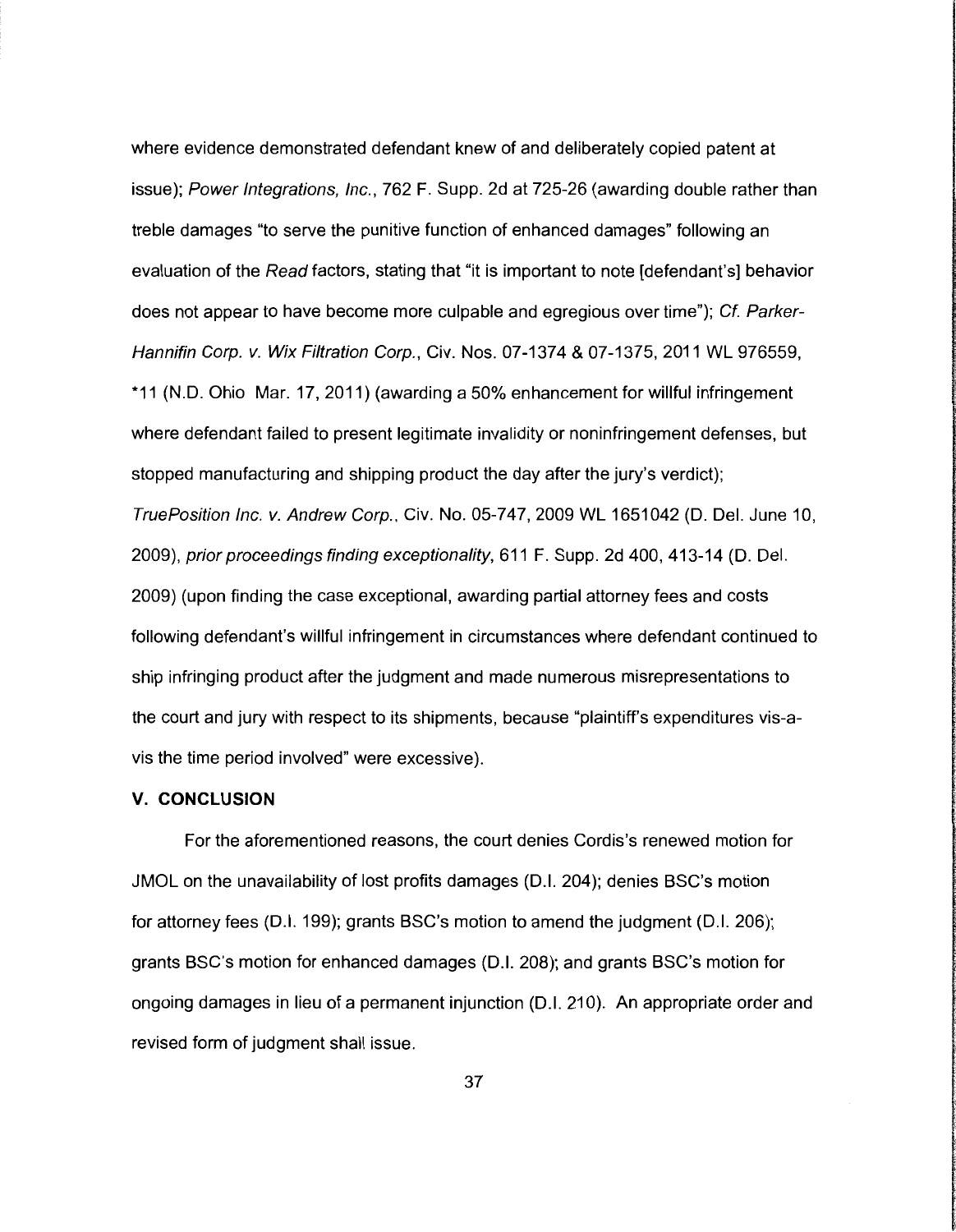where evidence demonstrated defendant knew of and deliberately copied patent at issue); *Power Integrations, Inc.*, 762 F. Supp. 2d at 725-26 (awarding double rather than treble damages "to serve the punitive function of enhanced damages" following an evaluation of the *Read* factors, stating that "it is important to note [defendant's] behavior does not appear to have become more culpable and egregious over time"); *Cf. Parker-Hannifin Corp. v. Wix Filtration Corp.*, Civ. Nos. 07-1374 & 07-1375, 2011 WL 976559, *11 (N.D. Ohio Mar. 17, 2011) (awarding a 50% enhancement for willful infringement where defendant failed to present legitimate invalidity or noninfringement defenses, but stopped manufacturing and shipping product the day after the jury's verdict); *TruePosition Inc. v. Andrew Corp.*, Civ. No. 05-747, 2009 WL 1651042 (D. Del. June 10, 2009), *prior proceedings finding exceptionality*, 611 F. Supp. 2d 400, 413-14 (D. Del. 2009) (upon finding the case exceptional, awarding partial attorney fees and costs following defendant's willful infringement in circumstances where defendant continued to ship infringing product after the judgment and made numerous misrepresentations to the court and jury with respect to its shipments, because "plaintiff's expenditures vis-a-vis the time period involved" were excessive).

## V. CONCLUSION

For the aforementioned reasons, the court denies Cordis's renewed motion for JMOL on the unavailability of lost profits damages (D.I. 204); denies BSC's motion for attorney fees (D.I. 199); grants BSC's motion to amend the judgment (D.I. 206); grants BSC's motion for enhanced damages (D.I. 208); and grants BSC's motion for ongoing damages in lieu of a permanent injunction (D.I. 210). An appropriate order and revised form of judgment shall issue.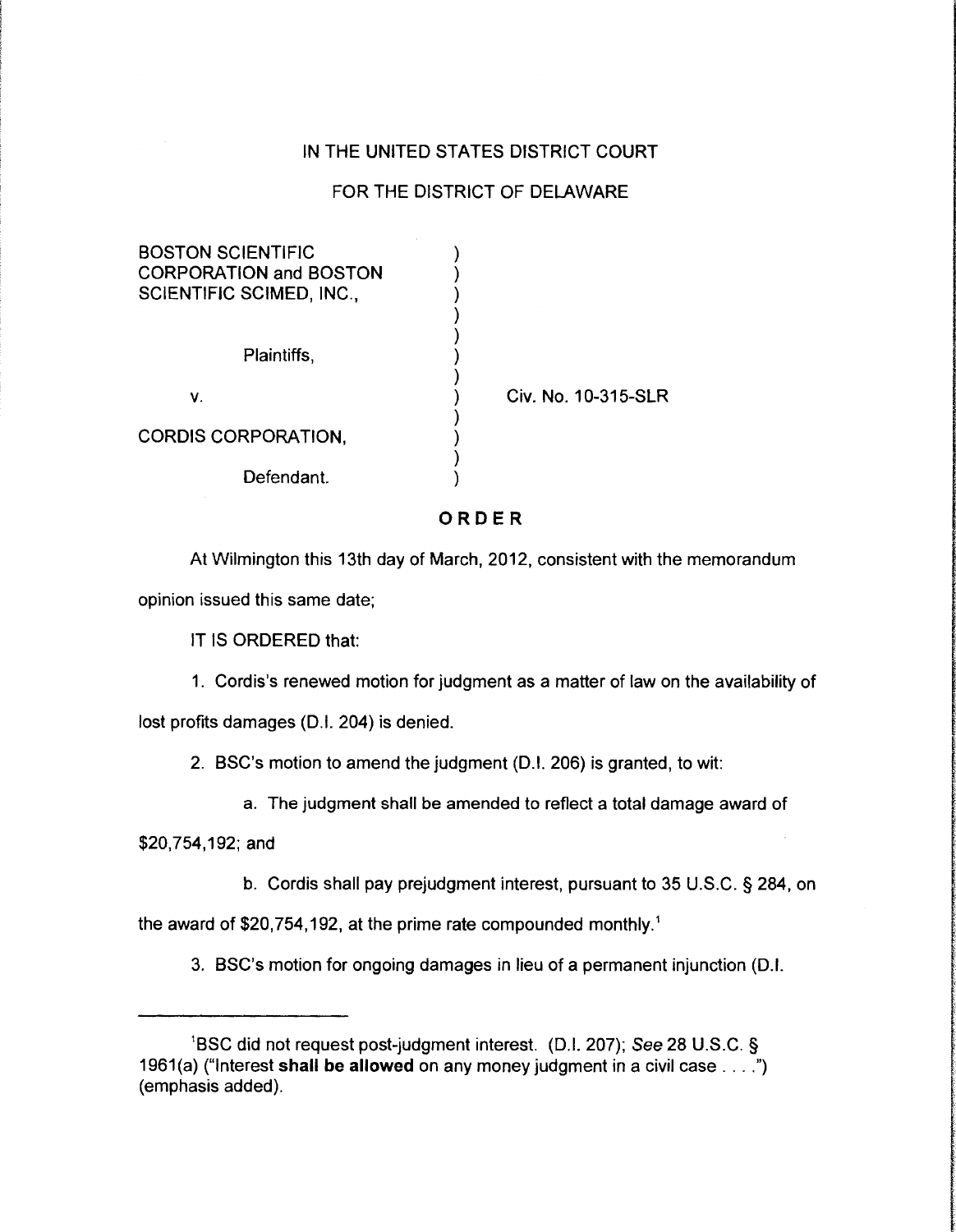IN THE UNITED STATES DISTRICT COURT

FOR THE DISTRICT OF DELAWARE

BOSTON SCIENTIFIC CORPORATION and BOSTON SCIENTIFIC SCIMED, INC.,

Plaintiffs,

v.

CORDIS CORPORATION,

Defendant.

Civ. No. 10-315-SLR

**ORDER**

At Wilmington this 13th day of March, 2012, consistent with the memorandum opinion issued this same date;

IT IS ORDERED that:

1. Cordis's renewed motion for judgment as a matter of law on the availability of lost profits damages (D.I. 204) is denied.

2. BSC's motion to amend the judgment (D.I. 206) is granted, to wit:

   a. The judgment shall be amended to reflect a total damage award of $20,754,192; and

   b. Cordis shall pay prejudgment interest, pursuant to 35 U.S.C. § 284, on the award of $20,754,192, at the prime rate compounded monthly.[1]

3. BSC's motion for ongoing damages in lieu of a permanent injunction (D.I.

---

[1]BSC did not request post-judgment interest. (D.I. 207); *See* 28 U.S.C. § 1961(a) ("Interest **shall be allowed** on any money judgment in a civil case . . . .") (emphasis added).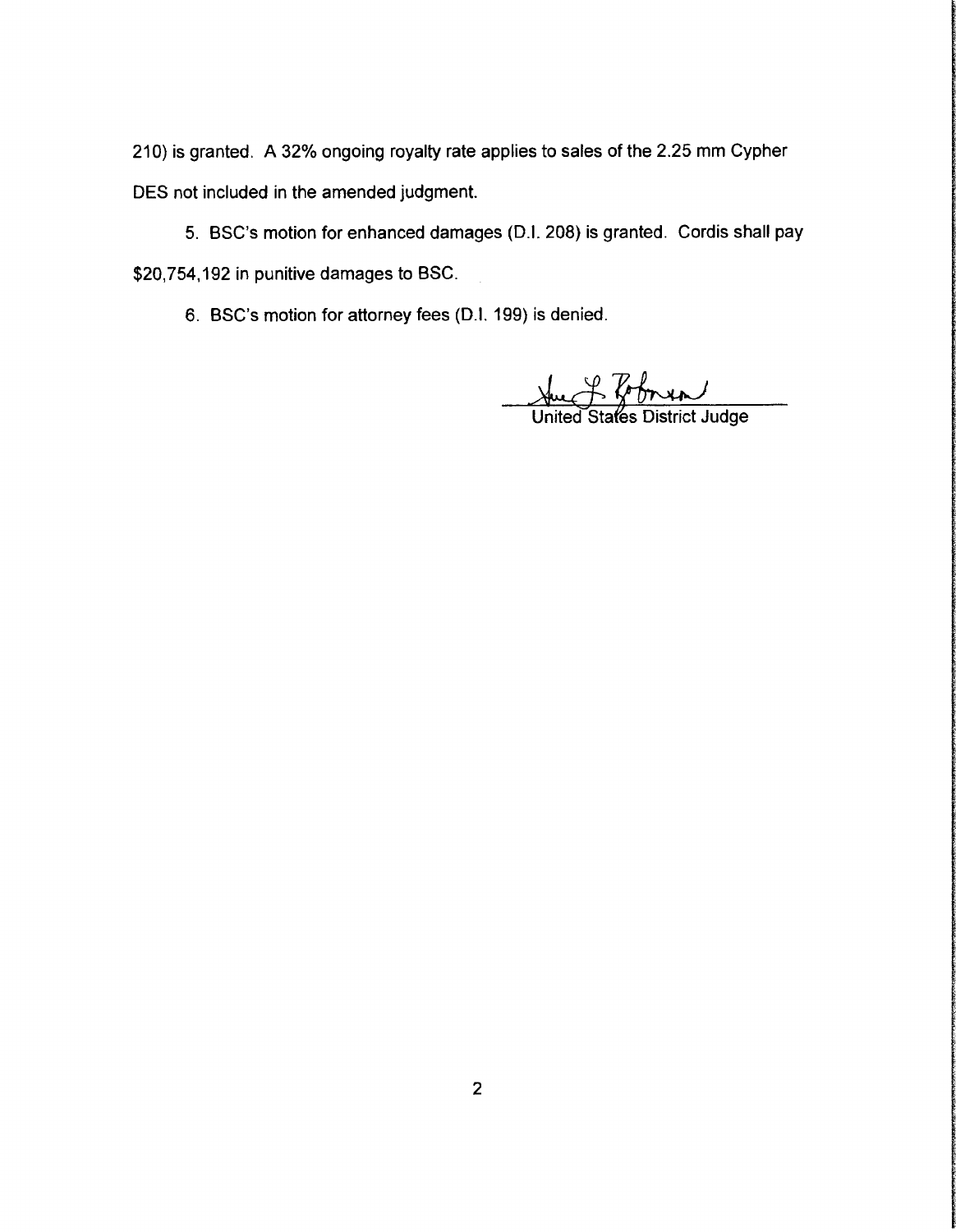210) is granted. A 32% ongoing royalty rate applies to sales of the 2.25 mm Cypher DES not included in the amended judgment.

5. BSC's motion for enhanced damages (D.I. 208) is granted. Cordis shall pay $20,754,192 in punitive damages to BSC.

6. BSC's motion for attorney fees (D.I. 199) is denied.

United States District Judge